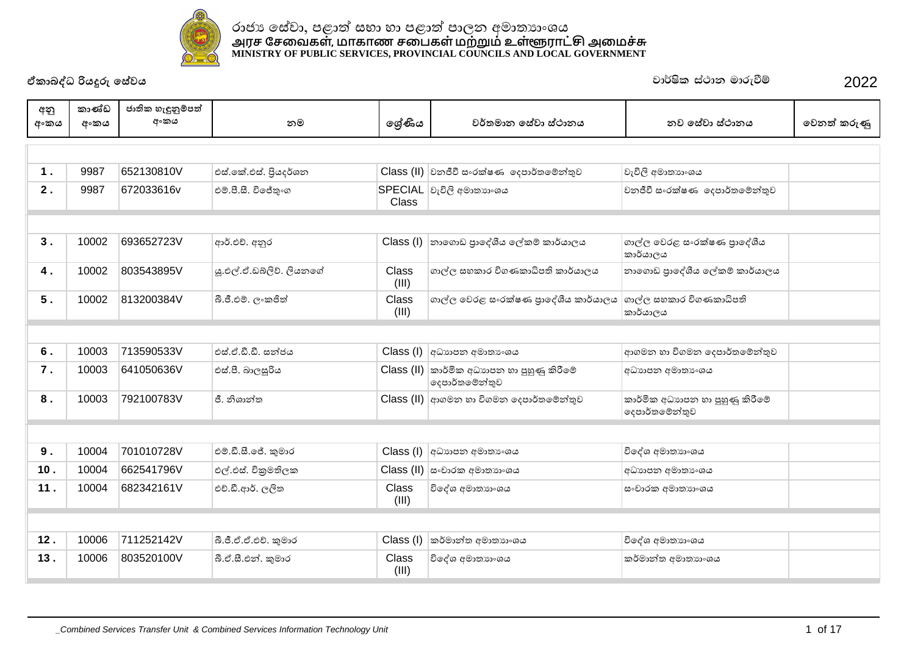# රාජ්‍ය සේවා, පළාත් සභා හා පළාත් පාලන අමාත්‍යාංශය
# அரச சேவைகள், மாகாண சபைகள் மற்றும் உள்ளூராட்சி அமைச்சு
# MINISTRY OF PUBLIC SERVICES, PROVINCIAL COUNCILS AND LOCAL GOVERNMENT

**ඒකාබද්ධ රියදුරු සේවය** | **වාර්ෂික ස්ථාන මාරුවීම් 2022**

| අනු අංකය | කාණ්ඩ අංකය | ජාතික හැඳුනුම්පත් අංකය | නම | ශ්‍රේණිය | වර්තමාන සේවා ස්ථානය | නව සේවා ස්ථානය | වෙනත් කරුණු |
|---|---|---|---|---|---|---|---|
| 1 . | 9987 | 652130810V | එස්.කේ.එස්. ප්‍රියදර්ශන | Class (II) | වනජීවී සංරක්ෂණ දෙපාර්තමේන්තුව | වැවිලි අමාත්‍යාංශය | |
| 2 . | 9987 | 672033616v | එම්.පී.සී. විජේතුංග | SPECIAL Class | වැවිලි අමාත්‍යාංශය | වනජීවී සංරක්ෂණ දෙපාර්තමේන්තුව | |
| 3 . | 10002 | 693652723V | ආර්.එච්. අනුර | Class (I) | නාගොඩ ප්‍රාදේශීය ලේකම් කාර්යාලය | ගාල්ල වෙරළ සංරක්ෂණ ප්‍රාදේශීය කාර්යාලය | |
| 4 . | 10002 | 803543895V | යූ.එල්.ඒ.ඩබ්ලිව්. ලියනගේ | Class (III) | ගාල්ල සහකාර විගණකාධිපති කාර්යාලය | නාගොඩ ප්‍රාදේශීය ලේකම් කාර්යාලය | |
| 5 . | 10002 | 813200384V | බී.ජී.එම්. ලංකජිත් | Class (III) | ගාල්ල වෙරළ සංරක්ෂණ ප්‍රාදේශීය කාර්යාලය | ගාල්ල සහකාර විගණකාධිපති කාර්යාලය | |
| 6 . | 10003 | 713590533V | එස්.ඒ.ඩී.ඩී. සන්ජය | Class (I) | අධ්‍යාපන අමාත්‍යාංශය | ආගමන හා විගමන දෙපාර්තමේන්තුව | |
| 7 . | 10003 | 641050636V | එස්.පී. බාලසූරිය | Class (II) | කාර්මික අධ්‍යාපන හා පුහුණු කිරීමේ දෙපාර්තමේන්තුව | අධ්‍යාපන අමාත්‍යාංශය | |
| 8 . | 10003 | 792100783V | ජී. නිශාන්ත | Class (II) | ආගමන හා විගමන දෙපාර්තමේන්තුව | කාර්මික අධ්‍යාපන හා පුහුණු කිරීමේ දෙපාර්තමේන්තුව | |
| 9 . | 10004 | 701010728V | එම්.ඩී.සී.ජේ. කුමාර | Class (I) | අධ්‍යාපන අමාත්‍යාංශය | විදේශ අමාත්‍යාංශය | |
| 10 . | 10004 | 662541796V | එල්.එස්. වික්‍රමතිලක | Class (II) | සංචාරක අමාත්‍යාංශය | අධ්‍යාපන අමාත්‍යාංශය | |
| 11 . | 10004 | 682342161V | එච්.ඩී.ආර්. ලලිත | Class (III) | විදේශ අමාත්‍යාංශය | සංචාරක අමාත්‍යාංශය | |
| 12 . | 10006 | 711252142V | බී.ජී.ඒ.ඒ.එච්. කුමාර | Class (I) | කර්මාන්ත අමාත්‍යාංශය | විදේශ අමාත්‍යාංශය | |
| 13 . | 10006 | 803520100V | බී.ඒ.සී.එන්. කුමාර | Class (III) | විදේශ අමාත්‍යාංශය | කර්මාන්ත අමාත්‍යාංශය | |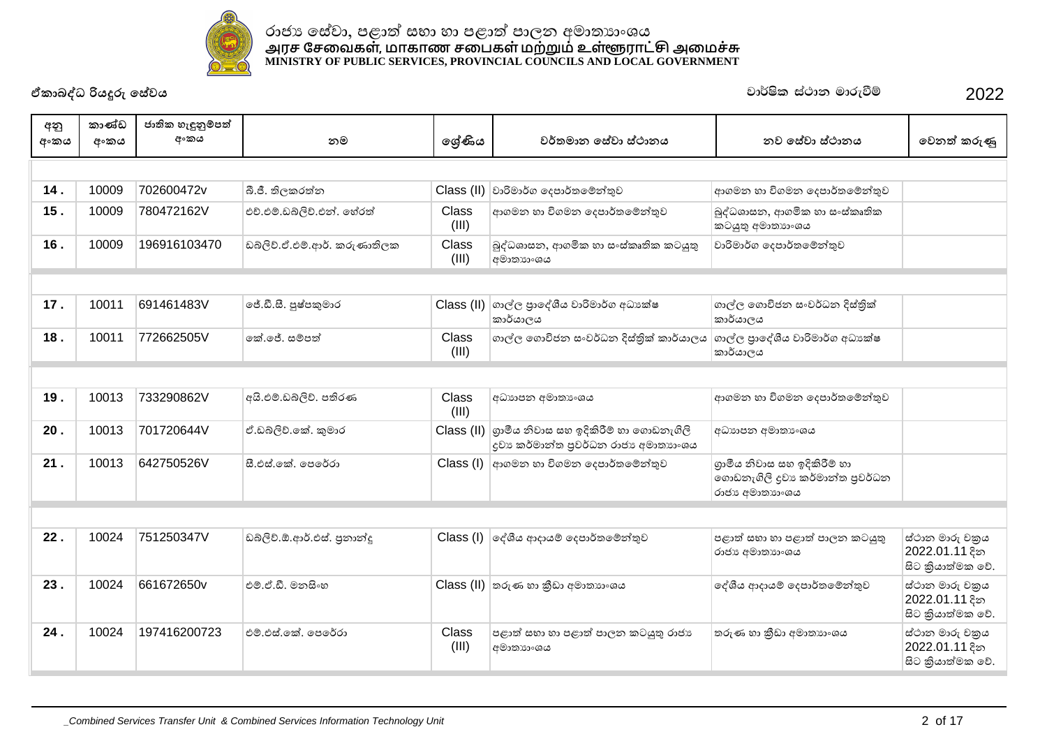රාජ්‍ය සේවා, පළාත් සභා හා පළාත් පාලන අමාත්‍යාංශය
அரச சேவைகள், மாகாண சபைகள் மற்றும் உள்ளூராட்சி அமைச்சு
MINISTRY OF PUBLIC SERVICES, PROVINCIAL COUNCILS AND LOCAL GOVERNMENT

**ඒකාබද්ධ රියදුරු සේවය** | වාර්ෂික ස්ථාන මාරුවීම් | 2022

| අනු අංකය | කාණ්ඩ අංකය | ජාතික හැඳුනුම්පත් අංකය | නම | ශ්‍රේණිය | වර්තමාන සේවා ස්ථානය | නව සේවා ස්ථානය | වෙනත් කරුණු |
|---|---|---|---|---|---|---|---|
| 14 . | 10009 | 702600472v | බී.ජී. තිලකරත්න | Class (II) | වාරිමාර්ග දෙපාර්තමේන්තුව | ආගමන හා විගමන දෙපාර්තමේන්තුව | |
| 15 . | 10009 | 780472162V | එච්.එම්.ඩබ්ලිව්.එන්. හේරත් | Class (III) | ආගමන හා විගමන දෙපාර්තමේන්තුව | බුද්ධශාසන, ආගමික හා සංස්කෘතික කටයුතු අමාත්‍යාංශය | |
| 16 . | 10009 | 196916103470 | ඩබ්ලිව්.ඒ.එම්.ආර්. කරුණාතිලක | Class (III) | බුද්ධශාසන, ආගමික හා සංස්කෘතික කටයුතු අමාත්‍යාංශය | වාරිමාර්ග දෙපාර්තමේන්තුව | |
| 17 . | 10011 | 691461483V | ජේ.ඩී.සී. පුෂ්පකුමාර | Class (II) | ගාල්ල ප්‍රාදේශීය වාරිමාර්ග අධ්‍යක්ෂ කාර්යාලය | ගාල්ල ගොවිජන සංවර්ධන දිස්ත්‍රික් කාර්යාලය | |
| 18 . | 10011 | 772662505V | කේ.ජේ. සම්පත් | Class (III) | ගාල්ල ගොවිජන සංවර්ධන දිස්ත්‍රික් කාර්යාලය | ගාල්ල ප්‍රාදේශීය වාරිමාර්ග අධ්‍යක්ෂ කාර්යාලය | |
| 19 . | 10013 | 733290862V | අයි.එම්.ඩබ්ලිව්. පතිරණ | Class (III) | අධ්‍යාපන අමාත්‍යංශය | ආගමන හා විගමන දෙපාර්තමේන්තුව | |
| 20 . | 10013 | 701720644V | ඒ.ඩබ්ලිව්.කේ. කුමාර | Class (II) | ග්‍රාමීය නිවාස සහ ඉදිකිරීම් හා ගොඩනැගිලි ද්‍රව්‍ය කර්මාන්ත ප්‍රවර්ධන රාජ්‍ය අමාත්‍යාංශය | අධ්‍යාපන අමාත්‍යංශය | |
| 21 . | 10013 | 642750526V | සී.එස්.කේ. පෙරේරා | Class (I) | ආගමන හා විගමන දෙපාර්තමේන්තුව | ග්‍රාමීය නිවාස සහ ඉදිකිරීම් හා ගොඩනැගිලි ද්‍රව්‍ය කර්මාන්ත ප්‍රවර්ධන රාජ්‍ය අමාත්‍යාංශය | |
| 22 . | 10024 | 751250347V | ඩබ්ලිව්.ඕ.ආර්.එස්. ප්‍රනාන්දු | Class (I) | දේශීය ආදායම් දෙපාර්තමේන්තුව | පළාත් සභා හා පළාත් පාලන කටයුතු රාජ්‍ය අමාත්‍යාංශය | ස්ථාන මාරු චක්‍රය 2022.01.11 දින සිට ක්‍රියාත්මක වේ. |
| 23 . | 10024 | 661672650v | එම්.ඒ.ඩී. මනසිංහ | Class (II) | තරුණ හා ක්‍රීඩා අමාත්‍යාංශය | දේශීය ආදායම් දෙපාර්තමේන්තුව | ස්ථාන මාරු චක්‍රය 2022.01.11 දින සිට ක්‍රියාත්මක වේ. |
| 24 . | 10024 | 197416200723 | එම්.එස්.කේ. පෙරේරා | Class (III) | පළාත් සභා හා පළාත් පාලන කටයුතු රාජ්‍ය අමාත්‍යාංශය | තරුණ හා ක්‍රීඩා අමාත්‍යාංශය | ස්ථාන මාරු චක්‍රය 2022.01.11 දින සිට ක්‍රියාත්මක වේ. |

_Combined Services Transfer Unit & Combined Services Information Technology Unit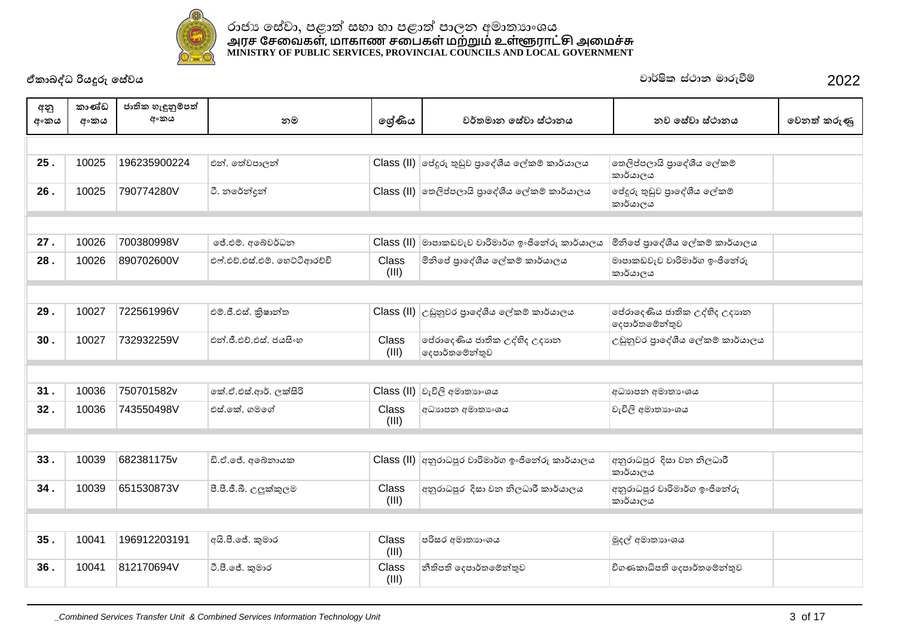රාජ්‍ය සේවා, පළාත් සභා හා පළාත් පාලන අමාත්‍යාංශය
அரச சேவைகள், மாகாண சபைகள் மற்றும் உள்ளூராட்சி அமைச்சு
MINISTRY OF PUBLIC SERVICES, PROVINCIAL COUNCILS AND LOCAL GOVERNMENT

ඒකාබද්ධ රියදුරු සේවය

වාර්ෂික ස්ථාන මාරුවීම් 2022

| අනු අංකය | කාණ්ඩ අංකය | ජාතික හැඳුනුම්පත් අංකය | නම | ශ්‍රේණිය | වර්තමාන සේවා ස්ථානය | නව සේවා ස්ථානය | වෙනත් කරුණු |
|---|---|---|---|---|---|---|---|
| 25 . | 10025 | 196235900224 | එන්. තේවපාලන් | Class (II) | පේදුරු තුඩුව ප්‍රාදේශීය ලේකම් කාර්යාලය | තෙලිප්පලායි ප්‍රාදේශීය ලේකම් කාර්යාලය | |
| 26 . | 10025 | 790774280V | ටී. නරේන්දන් | Class (II) | තෙලිප්පලායි ප්‍රාදේශීය ලේකම් කාර්යාලය | පේදුරු තුඩුව ප්‍රාදේශීය ලේකම් කාර්යාලය | |
| 27 . | 10026 | 700380998V | ජේ.එම්. අබේවර්ධන | Class (II) | මාපාකඩවැව වාරිමාර්ග ඉංජිනේරු කාර්යාලය | මීනිපේ ප්‍රාදේශීය ලේකම් කාර්යාලය | |
| 28 . | 10026 | 890702600V | එෆ්.එච්.එස්.එම්. හෙට්ටිආරච්චි | Class (III) | මීනිපේ ප්‍රාදේශීය ලේකම් කාර්යාලය | මාපාකඩවැව වාරිමාර්ග ඉංජිනේරු කාර්යාලය | |
| 29 . | 10027 | 722561996V | එම්.ජී.එස්. ක්‍රිෂාන්ත | Class (II) | උඩුනුවර ප්‍රාදේශීය ලේකම් කාර්යාලය | පේරාදෙණිය ජාතික උද්භිද උද්‍යාන දෙපාර්තමේන්තුව | |
| 30 . | 10027 | 732932259V | එන්.ජී.එච්.එස්. ජයසිංහ | Class (III) | පේරාදෙණිය ජාතික උද්භිද උද්‍යාන දෙපාර්තමේන්තුව | උඩුනුවර ප්‍රාදේශීය ලේකම් කාර්යාලය | |
| 31 . | 10036 | 750701582v | කේ.ඒ.එස්.ආර්. ලක්සිරි | Class (II) | වැවිලි අමාත්‍යාංශය | අධ්‍යාපන අමාත්‍යාංශය | |
| 32 . | 10036 | 743550498V | එස්.කේ. ගමගේ | Class (III) | අධ්‍යාපන අමාත්‍යාංශය | වැවිලි අමාත්‍යාංශය | |
| 33 . | 10039 | 682381175v | ඩී.ඒ.ජේ. අබේනායක | Class (II) | අනුරාධපුර වාරිමාර්ග ඉංජිනේරු කාර්යාලය | අනුරාධපුර දිසා වන නිලධාරී කාර්යාලය | |
| 34 . | 10039 | 651530873V | පී.පී.ජී.බී. උලුක්කුලම | Class (III) | අනුරාධපුර දිසා වන නිලධාරී කාර්යාලය | අනුරාධපුර වාරිමාර්ග ඉංජිනේරු කාර්යාලය | |
| 35 . | 10041 | 196912203191 | අයි.පී.ජේ. කුමාර | Class (III) | පරිසර අමාත්‍යාංශය | මුදල් අමාත්‍යාංශය | |
| 36 . | 10041 | 812170694V | ටී.පී.ජේ. කුමාර | Class (III) | නීතිපති දෙපාර්තමේන්තුව | විගණකාධිපති දෙපාර්තමේන්තුව | |

_Combined Services Transfer Unit & Combined Services Information Technology Unit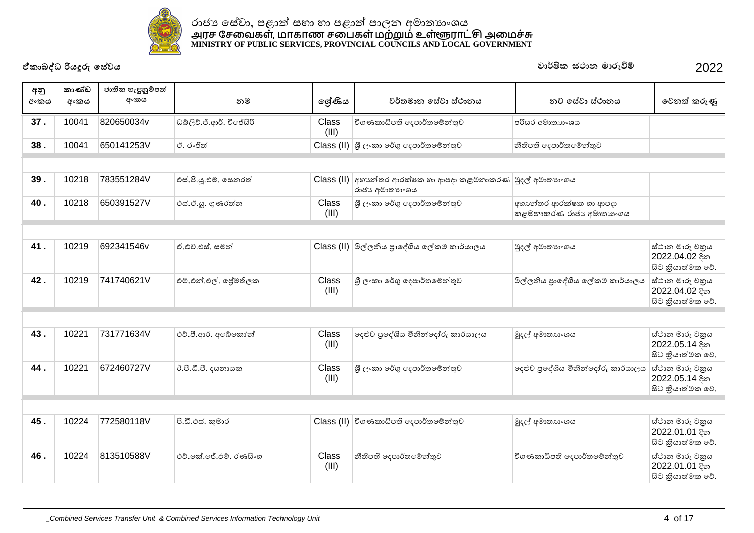රාජ්‍ය සේවා, පළාත් සභා හා පළාත් පාලන අමාත්‍යාංශය
அரச சேவைகள், மாகாண சபைகள் மற்றும் உள்ளூராட்சி அமைச்சு
MINISTRY OF PUBLIC SERVICES, PROVINCIAL COUNCILS AND LOCAL GOVERNMENT

**ඒකාබද්ධ රියදුරු සේවය** | **වාර්ෂික ස්ථාන මාරුවීම්** | **2022**

| අනු අංකය | කාණ්ඩ අංකය | ජාතික හැඳුනුම්පත් අංකය | නම | ශ්‍රේණිය | වර්තමාන සේවා ස්ථානය | නව සේවා ස්ථානය | වෙනත් කරුණු |
|---|---|---|---|---|---|---|---|
| 37 . | 10041 | 820650034V | ඩබ්ලිව්.ජී.ආර්. විජේසිරි | Class (III) | විගණකාධිපති දෙපාර්තමේන්තුව | පරිසර අමාත්‍යාංශය | |
| 38 . | 10041 | 650141253V | ඒ. රංජිත් | Class (II) | ශ්‍රී ලංකා රේගු දෙපාර්තමේන්තුව | නීතිපති දෙපාර්තමේන්තුව | |
| | | | | | | | |
| 39 . | 10218 | 783551284V | එස්.පී.යූ.එම්. සෙනරත් | Class (II) | අභ්‍යන්තර ආරක්ෂක හා ආපදා කළමනාකරණ රාජ්‍ය අමාත්‍යාංශය | මුදල් අමාත්‍යාංශය | |
| 40 . | 10218 | 650391527V | එස්.ඒ.යූ. ගුණරත්න | Class (III) | ශ්‍රී ලංකා රේගු දෙපාර්තමේන්තුව | අභ්‍යන්තර ආරක්ෂක හා ආපදා කළමනාකරණ රාජ්‍ය අමාත්‍යාංශය | |
| | | | | | | | |
| 41 . | 10219 | 692341546v | ඒ.එච්.එස්. සමන් | Class (II) | මිල්ලනිය ප්‍රාදේශීය ලේකම් කාර්යාලය | මුදල් අමාත්‍යාංශය | ස්ථාන මාරු චක්‍රය 2022.04.02 දින සිට ක්‍රියාත්මක වේ. |
| 42 . | 10219 | 741740621V | එම්.එන්.එල්. ප්‍රේමතිලක | Class (III) | ශ්‍රී ලංකා රේගු දෙපාර්තමේන්තුව | මිල්ලනිය ප්‍රාදේශීය ලේකම් කාර්යාලය | ස්ථාන මාරු චක්‍රය 2022.04.02 දින සිට ක්‍රියාත්මක වේ. |
| | | | | | | | |
| 43 . | 10221 | 731771634V | එච්.පී.ආර්. අබේකෝන් | Class (III) | දෙළුව ප්‍රදේශිය මිනින්දෝරු කාර්යාලය | මුදල් අමාත්‍යාංශය | ස්ථාන මාරු චක්‍රය 2022.05.14 දින සිට ක්‍රියාත්මක වේ. |
| 44 . | 10221 | 672460727V | ඊ.පී.ඩී.පී. දසනායක | Class (III) | ශ්‍රී ලංකා රේගු දෙපාර්තමේන්තුව | දෙළුව ප්‍රදේශිය මිනින්දෝරු කාර්යාලය | ස්ථාන මාරු චක්‍රය 2022.05.14 දින සිට ක්‍රියාත්මක වේ. |
| | | | | | | | |
| 45 . | 10224 | 772580118V | පී.ඩී.එස්. කුමාර | Class (II) | විගණකාධිපති දෙපාර්තමේන්තුව | මුදල් අමාත්‍යාංශය | ස්ථාන මාරු චක්‍රය 2022.01.01 දින සිට ක්‍රියාත්මක වේ. |
| 46 . | 10224 | 813510588V | එච්.කේ.ජේ.එම්. රණසිංහ | Class (III) | නීතිපති දෙපාර්තමේන්තුව | විගණකාධිපති දෙපාර්තමේන්තුව | ස්ථාන මාරු චක්‍රය 2022.01.01 දින සිට ක්‍රියාත්මක වේ. |

*_Combined Services Transfer Unit & Combined Services Information Technology Unit*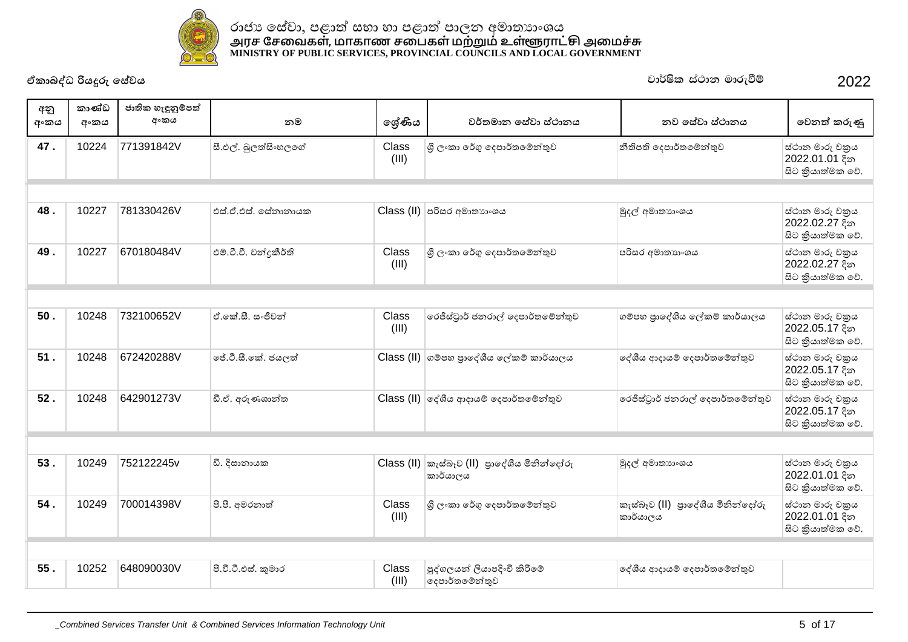රාජ්‍ය සේවා, පළාත් සභා හා පළාත් පාලන අමාත්‍යාංශය
அரச சேவைகள், மாகாண சபைகள் மற்றும் உள்ளூராட்சி அமைச்சு
MINISTRY OF PUBLIC SERVICES, PROVINCIAL COUNCILS AND LOCAL GOVERNMENT

ඒකාබද්ධ රියදුරු සේවය | වාර්ෂික ස්ථාන මාරුවීම් | 2022

| අනු අංකය | කාණ්ඩ අංකය | ජාතික හැඳුනුම්පත් අංකය | නම | ශ්‍රේණිය | වර්තමාන සේවා ස්ථානය | නව සේවා ස්ථානය | වෙනත් කරුණු |
|---|---|---|---|---|---|---|---|
| 47 . | 10224 | 771391842V | සී.එල්. බුලත්සිංහලගේ | Class (III) | ශ්‍රී ලංකා රේගු දෙපාර්තමේන්තුව | නීතිපති දෙපාර්තමේන්තුව | ස්ථාන මාරු චක්‍රය 2022.01.01 දින සිට ක්‍රියාත්මක වේ. |
| 48 . | 10227 | 781330426V | එස්.ඒ.එස්. සේනානායක | Class (II) | පරිසර අමාත්‍යාංශය | මුදල් අමාත්‍යාංශය | ස්ථාන මාරු චක්‍රය 2022.02.27 දින සිට ක්‍රියාත්මක වේ. |
| 49 . | 10227 | 670180484V | එම්.ටී.වී. චන්ද්‍රකීර්ති | Class (III) | ශ්‍රී ලංකා රේගු දෙපාර්තමේන්තුව | පරිසර අමාත්‍යාංශය | ස්ථාන මාරු චක්‍රය 2022.02.27 දින සිට ක්‍රියාත්මක වේ. |
| 50 . | 10248 | 732100652V | ඒ.කේ.සී. සංජීවන් | Class (III) | රෙජිස්ට්‍රාර් ජනරාල් දෙපාර්තමේන්තුව | ගම්පහ ප්‍රාදේශීය ලේකම් කාර්යාලය | ස්ථාන මාරු චක්‍රය 2022.05.17 දින සිට ක්‍රියාත්මක වේ. |
| 51 . | 10248 | 672420288V | ජේ.ටී.සී.කේ. ජයලත් | Class (II) | ගම්පහ ප්‍රාදේශීය ලේකම් කාර්යාලය | දේශීය ආදායම් දෙපාර්තමේන්තුව | ස්ථාන මාරු චක්‍රය 2022.05.17 දින සිට ක්‍රියාත්මක වේ. |
| 52 . | 10248 | 642901273V | ඩී.ඒ. අරුණශාන්ත | Class (II) | දේශීය ආදායම් දෙපාර්තමේන්තුව | රෙජිස්ට්‍රාර් ජනරාල් දෙපාර්තමේන්තුව | ස්ථාන මාරු චක්‍රය 2022.05.17 දින සිට ක්‍රියාත්මක වේ. |
| 53 . | 10249 | 752122245v | ඩී. දිසානායක | Class (II) | කැස්බෑව (II) ප්‍රාදේශීය මිනින්දෝරු කාර්යාලය | මුදල් අමාත්‍යාංශය | ස්ථාන මාරු චක්‍රය 2022.01.01 දින සිට ක්‍රියාත්මක වේ. |
| 54 . | 10249 | 700014398V | පී.පී. අමරනාත් | Class (III) | ශ්‍රී ලංකා රේගු දෙපාර්තමේන්තුව | කැස්බෑව (II) ප්‍රාදේශීය මිනින්දෝරු කාර්යාලය | ස්ථාන මාරු චක්‍රය 2022.01.01 දින සිට ක්‍රියාත්මක වේ. |
| 55 . | 10252 | 648090030V | පී.වී.ටී.එස්. කුමාර | Class (III) | පුද්ගලයන් ලියාපදිංචි කිරීමේ දෙපාර්තමේන්තුව | දේශීය ආදායම් දෙපාර්තමේන්තුව | |

_Combined Services Transfer Unit & Combined Services Information Technology Unit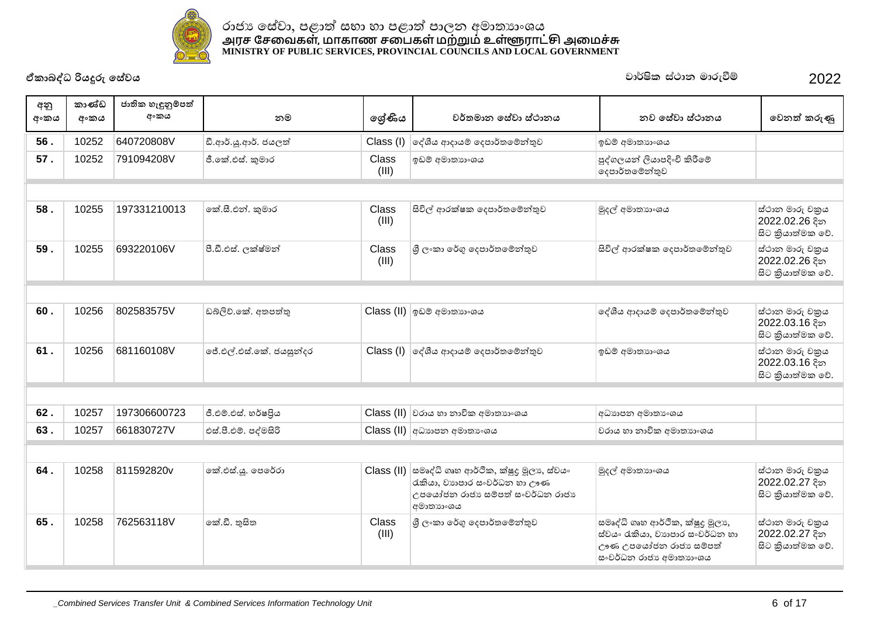රාජ්‍ය සේවා, පළාත් සභා හා පළාත් පාලන අමාත්‍යාංශය
அரச சேவைகள், மாகாண சபைகள் மற்றும் உள்ளூராட்சி அமைச்சு
MINISTRY OF PUBLIC SERVICES, PROVINCIAL COUNCILS AND LOCAL GOVERNMENT

**ඒකාබද්ධ රියදුරු සේවය** — වාර්ෂික ස්ථාන මාරුවීම් — 2022

| අනු අංකය | කාණ්ඩ අංකය | ජාතික හැඳුනුම්පත් අංකය | නම | ශ්‍රේණිය | වර්තමාන සේවා ස්ථානය | නව සේවා ස්ථානය | වෙනත් කරුණු |
|---|---|---|---|---|---|---|---|
| 56 . | 10252 | 640720808V | ඩී.ආර්.යූ.ආර්. ජයලත් | Class (I) | දේශීය ආදායම් දෙපාර්තමේන්තුව | ඉඩම් අමාත්‍යාංශය | |
| 57 . | 10252 | 791094208V | ජී.කේ.එස්. කුමාර | Class (III) | ඉඩම් අමාත්‍යාංශය | පුද්ගලයන් ලියාපදිංචි කිරීමේ දෙපාර්තමේන්තුව | |
| | | | | | | | |
| 58 . | 10255 | 197331210013 | කේ.සී.එන්. කුමාර | Class (III) | සිවිල් ආරක්ෂක දෙපාර්තමේන්තුව | මුදල් අමාත්‍යාංශය | ස්ථාන මාරු චක්‍රය 2022.02.26 දින සිට ක්‍රියාත්මක වේ. |
| 59 . | 10255 | 693220106V | පී.ඩී.එස්. ලක්ෂ්මන් | Class (III) | ශ්‍රී ලංකා රේගු දෙපාර්තමේන්තුව | සිවිල් ආරක්ෂක දෙපාර්තමේන්තුව | ස්ථාන මාරු චක්‍රය 2022.02.26 දින සිට ක්‍රියාත්මක වේ. |
| | | | | | | | |
| 60 . | 10256 | 802583575V | ඩබ්ලිව්.කේ. අතපත්තු | Class (II) | ඉඩම් අමාත්‍යාංශය | දේශීය ආදායම් දෙපාර්තමේන්තුව | ස්ථාන මාරු චක්‍රය 2022.03.16 දින සිට ක්‍රියාත්මක වේ. |
| 61 . | 10256 | 681160108V | ජේ.එල්.එස්.කේ. ජයසුන්දර | Class (I) | දේශීය ආදායම් දෙපාර්තමේන්තුව | ඉඩම් අමාත්‍යාංශය | ස්ථාන මාරු චක්‍රය 2022.03.16 දින සිට ක්‍රියාත්මක වේ. |
| | | | | | | | |
| 62 . | 10257 | 197306600723 | ජී.එම්.එස්. හර්ෂප්‍රිය | Class (II) | වරාය හා නාවික අමාත්‍යාංශය | අධ්‍යාපන අමාත්‍යාංශය | |
| 63 . | 10257 | 661830727V | එස්.පී.එම්. පද්මසිරි | Class (II) | අධ්‍යාපන අමාත්‍යාංශය | වරාය හා නාවික අමාත්‍යාංශය | |
| | | | | | | | |
| 64 . | 10258 | 811592820v | කේ.එස්.යූ. පෙරේරා | Class (II) | සමෘද්ධි ගෘහ ආර්ථික, ක්ෂුද්‍ර මූල්‍ය, ස්වයං රැකියා, ව්‍යාපාර සංවර්ධන හා ඌණ උපයෝජන රාජ්‍ය සම්පත් සංවර්ධන රාජ්‍ය අමාත්‍යාංශය | මුදල් අමාත්‍යාංශය | ස්ථාන මාරු චක්‍රය 2022.02.27 දින සිට ක්‍රියාත්මක වේ. |
| 65 . | 10258 | 762563118V | කේ.ඩී. තුසිත | Class (III) | ශ්‍රී ලංකා රේගු දෙපාර්තමේන්තුව | සමෘද්ධි ගෘහ ආර්ථික, ක්ෂුද්‍ර මූල්‍ය, ස්වයං රැකියා, ව්‍යාපාර සංවර්ධන හා ඌණ උපයෝජන රාජ්‍ය සම්පත් සංවර්ධන රාජ්‍ය අමාත්‍යාංශය | ස්ථාන මාරු චක්‍රය 2022.02.27 දින සිට ක්‍රියාත්මක වේ. |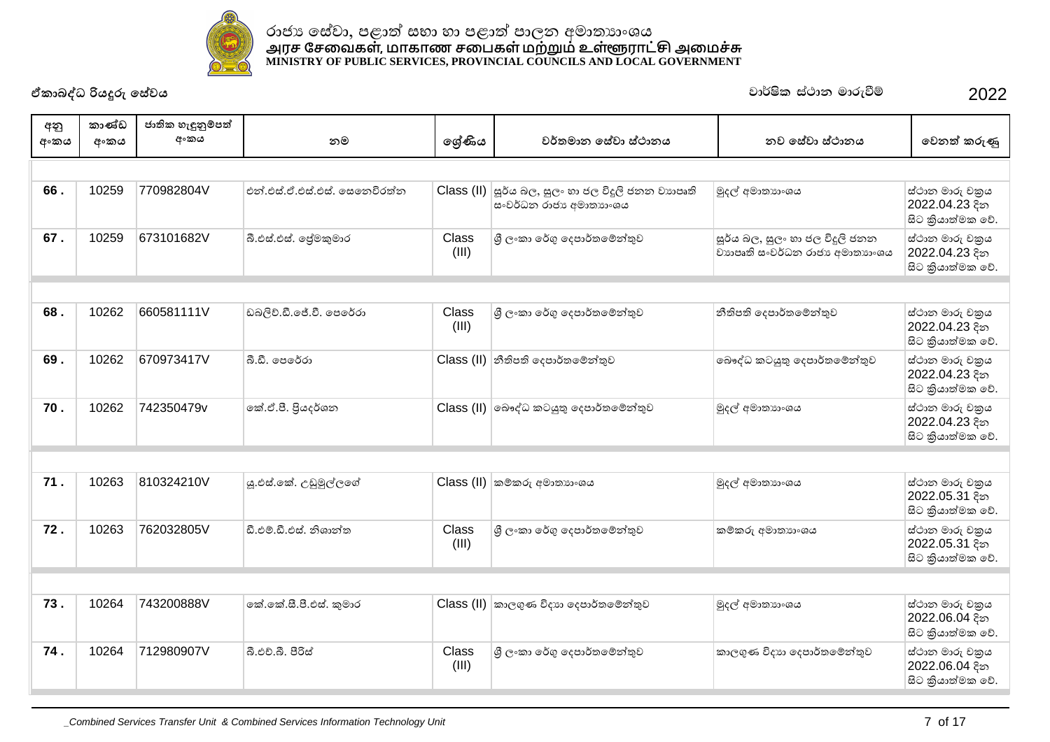රාජ්‍ය සේවා, පළාත් සභා හා පළාත් පාලන අමාත්‍යාංශය
அரச சேவைகள், மாகாண சபைகள் மற்றும் உள்ளூராட்சி அமைச்சு
**MINISTRY OF PUBLIC SERVICES, PROVINCIAL COUNCILS AND LOCAL GOVERNMENT**

**ඒකාබද්ධ රියදුරු සේවය** — වාර්ෂික ස්ථාන මාරුවීම් — 2022

| අනු අංකය | කාණ්ඩ අංකය | ජාතික හැඳුනුම්පත් අංකය | නම | ශ්‍රේණිය | වර්තමාන සේවා ස්ථානය | නව සේවා ස්ථානය | වෙනත් කරුණු |
|---|---|---|---|---|---|---|---|
| 66 . | 10259 | 770982804V | එන්.එස්.ඒ.එස්.එස්. සෙනෙවිරත්න | Class (II) | සූර්ය බල, සුලං හා ජල විදුලි ජනන ව්‍යාපෘති සංවර්ධන රාජ්‍ය අමාත්‍යාංශය | මුදල් අමාත්‍යාංශය | ස්ථාන මාරු චක්‍රය 2022.04.23 දින සිට ක්‍රියාත්මක වේ. |
| 67 . | 10259 | 673101682V | බී.එස්.එස්. ප්‍රේමකුමාර | Class (III) | ශ්‍රී ලංකා රේගු දෙපාර්තමේන්තුව | සූර්ය බල, සුලං හා ජල විදුලි ජනන ව්‍යාපෘති සංවර්ධන රාජ්‍ය අමාත්‍යාංශය | ස්ථාන මාරු චක්‍රය 2022.04.23 දින සිට ක්‍රියාත්මක වේ. |
| 68 . | 10262 | 660581111V | ඩබ්ලිව්.ඩී.ජේ.වී. පෙරේරා | Class (III) | ශ්‍රී ලංකා රේගු දෙපාර්තමේන්තුව | නීතිපති දෙපාර්තමේන්තුව | ස්ථාන මාරු චක්‍රය 2022.04.23 දින සිට ක්‍රියාත්මක වේ. |
| 69 . | 10262 | 670973417V | බී.ඩී. පෙරේරා | Class (II) | නීතිපති දෙපාර්තමේන්තුව | බෞද්ධ කටයුතු දෙපාර්තමේන්තුව | ස්ථාන මාරු චක්‍රය 2022.04.23 දින සිට ක්‍රියාත්මක වේ. |
| 70 . | 10262 | 742350479v | කේ.ජී.පී. ප්‍රියදර්ශන | Class (II) | බෞද්ධ කටයුතු දෙපාර්තමේන්තුව | මුදල් අමාත්‍යාංශය | ස්ථාන මාරු චක්‍රය 2022.04.23 දින සිට ක්‍රියාත්මක වේ. |
| 71 . | 10263 | 810324210V | යූ.එස්.කේ. උඩුමුල්ලගේ | Class (II) | කම්කරු අමාත්‍යාංශය | මුදල් අමාත්‍යාංශය | ස්ථාන මාරු චක්‍රය 2022.05.31 දින සිට ක්‍රියාත්මක වේ. |
| 72 . | 10263 | 762032805V | ඩී.එම්.ඩී.එස්. නිශාන්ත | Class (III) | ශ්‍රී ලංකා රේගු දෙපාර්තමේන්තුව | කම්කරු අමාත්‍යාංශය | ස්ථාන මාරු චක්‍රය 2022.05.31 දින සිට ක්‍රියාත්මක වේ. |
| 73 . | 10264 | 743200888V | කේ.කේ.සී.පී.එස්. කුමාර | Class (II) | කාලගුණ විද්‍යා දෙපාර්තමේන්තුව | මුදල් අමාත්‍යාංශය | ස්ථාන මාරු චක්‍රය 2022.06.04 දින සිට ක්‍රියාත්මක වේ. |
| 74 . | 10264 | 712980907V | බී.එච්.බී. පීරිස් | Class (III) | ශ්‍රී ලංකා රේගු දෙපාර්තමේන්තුව | කාලගුණ විද්‍යා දෙපාර්තමේන්තුව | ස්ථාන මාරු චක්‍රය 2022.06.04 දින සිට ක්‍රියාත්මක වේ. |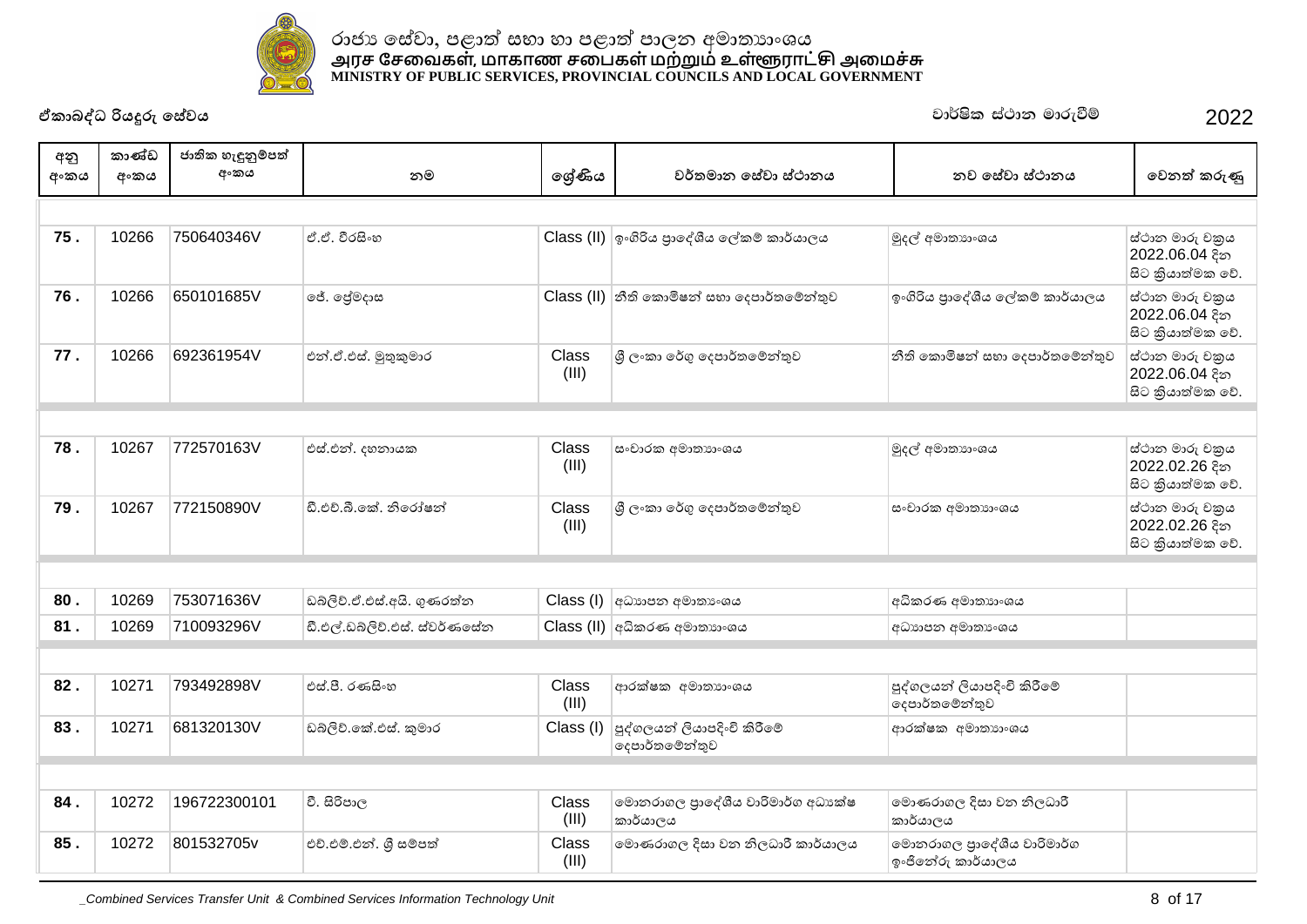රාජ්‍ය සේවා, පළාත් සභා හා පළාත් පාලන අමාත්‍යාංශය
அரச சேவைகள், மாகாண சபைகள் மற்றும் உள்ளூராட்சி அமைச்சு
MINISTRY OF PUBLIC SERVICES, PROVINCIAL COUNCILS AND LOCAL GOVERNMENT

**ඒකාබද්ධ රියදුරු සේවය** — වාර්ෂික ස්ථාන මාරුවීම් — 2022

| අනු අංකය | කාණ්ඩ අංකය | ජාතික හැඳුනුම්පත් අංකය | නම | ශ්‍රේණිය | වර්තමාන සේවා ස්ථානය | නව සේවා ස්ථානය | වෙනත් කරුණු |
|---|---|---|---|---|---|---|---|
| 75 . | 10266 | 750640346V | ඒ.ඒ. වීරසිංහ | Class (II) | ඉංගිරිය ප්‍රාදේශීය ලේකම් කාර්යාලය | මුදල් අමාත්‍යාංශය | ස්ථාන මාරු චක්‍රය 2022.06.04 දින සිට ක්‍රියාත්මක වේ. |
| 76 . | 10266 | 650101685V | ජේ. ප්‍රේමදාස | Class (II) | නීති කොමිෂන් සභා දෙපාර්තමේන්තුව | ඉංගිරිය ප්‍රාදේශීය ලේකම් කාර්යාලය | ස්ථාන මාරු චක්‍රය 2022.06.04 දින සිට ක්‍රියාත්මක වේ. |
| 77 . | 10266 | 692361954V | එන්.ඒ.එස්. මුතුකුමාර | Class (III) | ශ්‍රී ලංකා රේගු දෙපාර්තමේන්තුව | නීති කොමිෂන් සභා දෙපාර්තමේන්තුව | ස්ථාන මාරු චක්‍රය 2022.06.04 දින සිට ක්‍රියාත්මක වේ. |
| 78 . | 10267 | 772570163V | එස්.එන්. දහනායක | Class (III) | සංචාරක අමාත්‍යාංශය | මුදල් අමාත්‍යාංශය | ස්ථාන මාරු චක්‍රය 2022.02.26 දින සිට ක්‍රියාත්මක වේ. |
| 79 . | 10267 | 772150890V | ඩී.එච්.බී.කේ. නිරෝෂන් | Class (III) | ශ්‍රී ලංකා රේගු දෙපාර්තමේන්තුව | සංචාරක අමාත්‍යාංශය | ස්ථාන මාරු චක්‍රය 2022.02.26 දින සිට ක්‍රියාත්මක වේ. |
| 80 . | 10269 | 753071636V | ඩබ්ලිව්.ඒ.එස්.අයි. ගුණරත්න | Class (I) | අධ්‍යාපන අමාත්‍යාංශය | අධිකරණ අමාත්‍යාංශය | |
| 81 . | 10269 | 710093296V | ඩී.එල්.ඩබ්ලිව්.එස්. ස්වර්ණසේන | Class (II) | අධිකරණ අමාත්‍යාංශය | අධ්‍යාපන අමාත්‍යාංශය | |
| 82 . | 10271 | 793492898V | එස්.පී. රණසිංහ | Class (III) | ආරක්ෂක අමාත්‍යාංශය | පුද්ගලයන් ලියාපදිංචි කිරීමේ දෙපාර්තමේන්තුව | |
| 83 . | 10271 | 681320130V | ඩබ්ලිව්.කේ.එස්. කුමාර | Class (I) | පුද්ගලයන් ලියාපදිංචි කිරීමේ දෙපාර්තමේන්තුව | ආරක්ෂක අමාත්‍යාංශය | |
| 84 . | 10272 | 196722300101 | වී. සිරිපාල | Class (III) | මොනරාගල ප්‍රාදේශීය වාරිමාර්ග අධ්‍යක්ෂ කාර්යාලය | මොණරාගල දිසා වන නිලධාරී කාර්යාලය | |
| 85 . | 10272 | 801532705v | එච්.එම්.එන්. ශ්‍රී සම්පත් | Class (III) | මොණරාගල දිසා වන නිලධාරී කාර්යාලය | මොනරාගල ප්‍රාදේශීය වාරිමාර්ග ඉංජිනේරු කාර්යාලය | |

_Combined Services Transfer Unit & Combined Services Information Technology Unit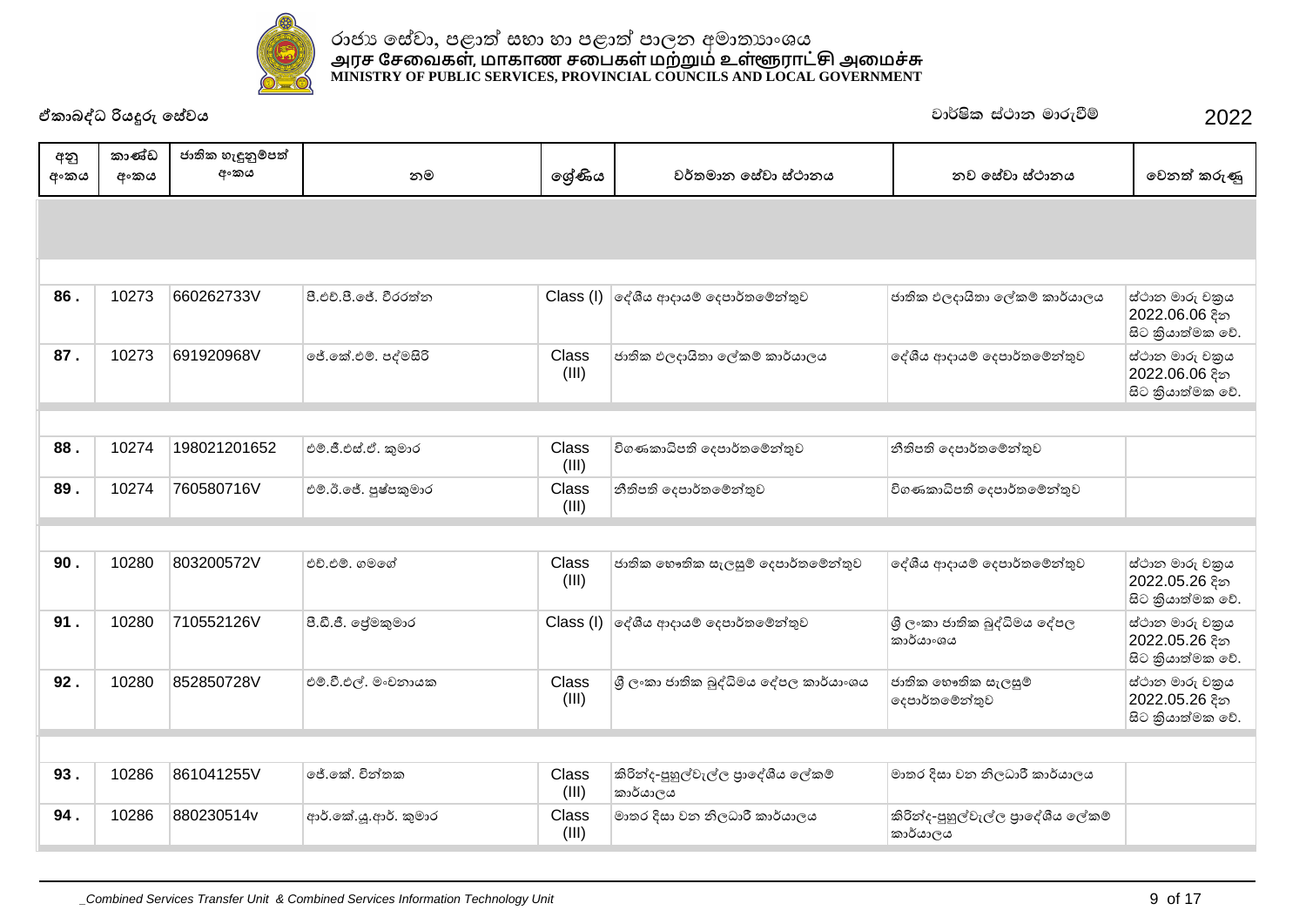රාජ්‍ය සේවා, පළාත් සභා හා පළාත් පාලන අමාත්‍යාංශය
அரச சேவைகள், மாகாண சபைகள் மற்றும் உள்ளூராட்சி அமைச்சு
MINISTRY OF PUBLIC SERVICES, PROVINCIAL COUNCILS AND LOCAL GOVERNMENT

ඒකාබද්ධ රියදුරු සේවය

වාර්ෂික ස්ථාන මාරුවීම් 2022

| අනු අංකය | කාණ්ඩ අංකය | ජාතික හැඳුනුම්පත් අංකය | නම | ශ්‍රේණිය | වර්තමාන සේවා ස්ථානය | නව සේවා ස්ථානය | වෙනත් කරුණු |
|---|---|---|---|---|---|---|---|
| 86 . | 10273 | 660262733V | පී.එච්.පී.ජේ. වීරරත්න | Class (I) | දේශීය ආදායම් දෙපාර්තමේන්තුව | ජාතික එලදායිතා ලේකම් කාර්යාලය | ස්ථාන මාරු චක්‍රය 2022.06.06 දින සිට ක්‍රියාත්මක වේ. |
| 87 . | 10273 | 691920968V | ජේ.කේ.එම්. පද්මසිරි | Class (III) | ජාතික එලදායිතා ලේකම් කාර්යාලය | දේශීය ආදායම් දෙපාර්තමේන්තුව | ස්ථාන මාරු චක්‍රය 2022.06.06 දින සිට ක්‍රියාත්මක වේ. |
| 88 . | 10274 | 198021201652 | එම්.ජී.එස්.ඒ. කුමාර | Class (III) | විගණකාධිපති දෙපාර්තමේන්තුව | නීතිපති දෙපාර්තමේන්තුව | |
| 89 . | 10274 | 760580716V | එම්.ථී.ජේ. පුෂ්පකුමාර | Class (III) | නීතිපති දෙපාර්තමේන්තුව | විගණකාධිපති දෙපාර්තමේන්තුව | |
| 90 . | 10280 | 803200572V | එච්.එම්. ගමගේ | Class (III) | ජාතික භෞතික සැලසුම් දෙපාර්තමේන්තුව | දේශීය ආදායම් දෙපාර්තමේන්තුව | ස්ථාන මාරු චක්‍රය 2022.05.26 දින සිට ක්‍රියාත්මක වේ. |
| 91 . | 10280 | 710552126V | පී.ඩී.ජී. ප්‍රේමකුමාර | Class (I) | දේශීය ආදායම් දෙපාර්තමේන්තුව | ශ්‍රී ලංකා ජාතික බුද්ධිමය දේපල කාර්යාංශය | ස්ථාන මාරු චක්‍රය 2022.05.26 දින සිට ක්‍රියාත්මක වේ. |
| 92 . | 10280 | 852850728V | එම්.වී.එල්. මංචනායක | Class (III) | ශ්‍රී ලංකා ජාතික බුද්ධිමය දේපල කාර්යාංශය | ජාතික භෞතික සැලසුම් දෙපාර්තමේන්තුව | ස්ථාන මාරු චක්‍රය 2022.05.26 දින සිට ක්‍රියාත්මක වේ. |
| 93 . | 10286 | 861041255V | ජේ.කේ. චින්තක | Class (III) | කිරින්ද-පුහුල්වැල්ල ප්‍රාදේශීය ලේකම් කාර්යාලය | මාතර දිසා වන නිලධාරී කාර්යාලය | |
| 94 . | 10286 | 880230514v | ආර්.කේ.යූ.ආර්. කුමාර | Class (III) | මාතර දිසා වන නිලධාරී කාර්යාලය | කිරින්ද-පුහුල්වැල්ල ප්‍රාදේශීය ලේකම් කාර්යාලය | |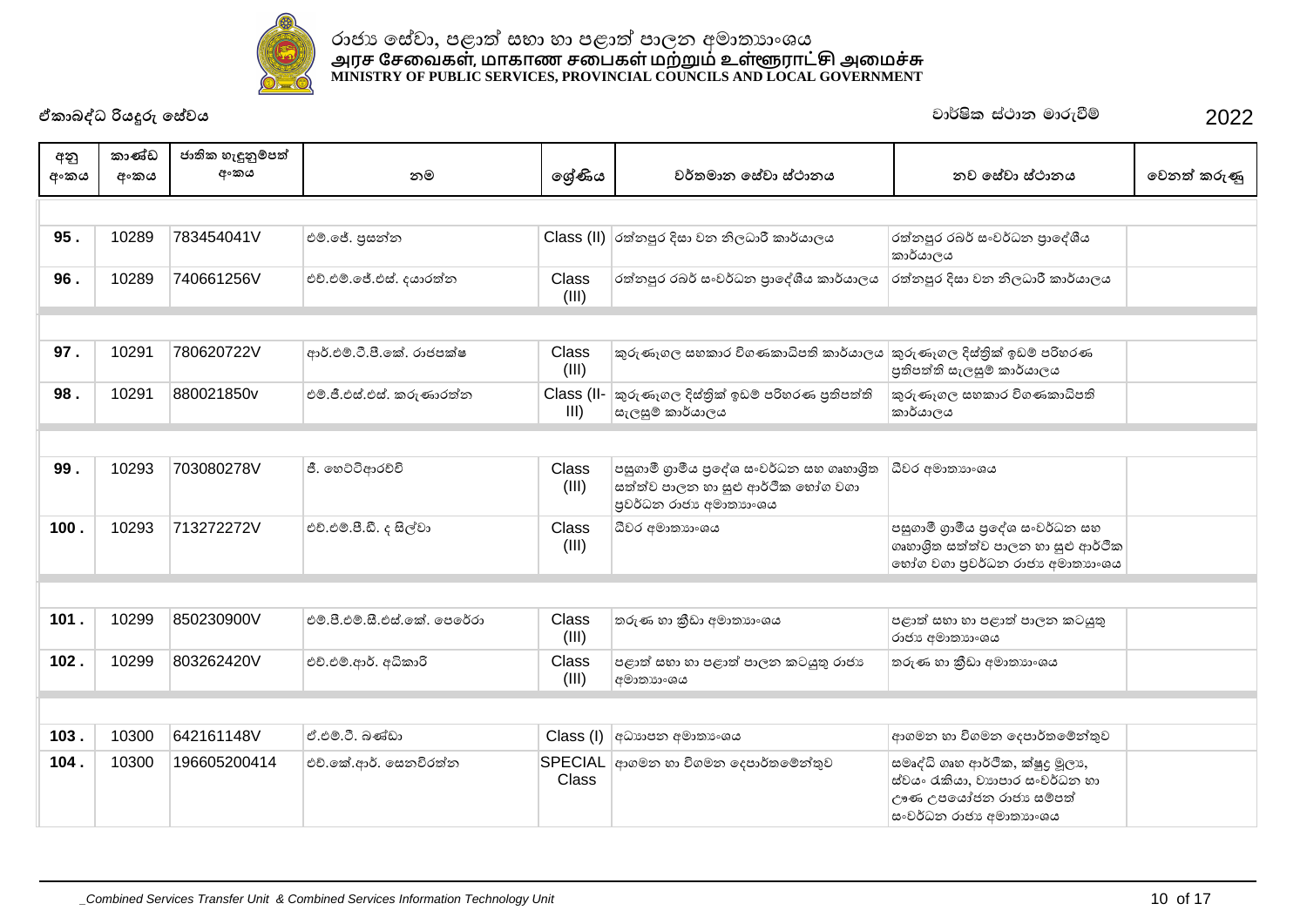රාජ්‍ය සේවා, පළාත් සභා හා පළාත් පාලන අමාත්‍යාංශය
அரச சேவைகள், மாகாண சபைகள் மற்றும் உள்ளூராட்சி அமைச்சு
MINISTRY OF PUBLIC SERVICES, PROVINCIAL COUNCILS AND LOCAL GOVERNMENT

**ඒකාබද්ධ රියදුරු සේවය** | **වාර්ෂික ස්ථාන මාරුවීම්** | **2022**

| අනු අංකය | කාණ්ඩ අංකය | ජාතික හැඳුනුම්පත් අංකය | නම | ශ්‍රේණිය | වර්තමාන සේවා ස්ථානය | නව සේවා ස්ථානය | වෙනත් කරුණු |
|---|---|---|---|---|---|---|---|
| 95 . | 10289 | 783454041V | එම්.ජේ. ප්‍රසන්න | Class (II) | රත්නපුර දිසා වන නිලධාරී කාර්යාලය | රත්නපුර රබර් සංවර්ධන ප්‍රාදේශීය කාර්යාලය | |
| 96 . | 10289 | 740661256V | එච්.එම්.ජේ.එස්. දයාරත්න | Class (III) | රත්නපුර රබර් සංවර්ධන ප්‍රාදේශීය කාර්යාලය | රත්නපුර දිසා වන නිලධාරී කාර්යාලය | |
| 97 . | 10291 | 780620722V | ආර්.එම්.ටී.පී.කේ. රාජපක්ෂ | Class (III) | කුරුණෑගල සහකාර විගණකාධිපති කාර්යාලය | කුරුණෑගල දිස්ත්‍රික් ඉඩම් පරිහරණ ප්‍රතිපත්ති සැලසුම් කාර්යාලය | |
| 98 . | 10291 | 880021850v | එම්.ජී.එස්.එස්. කරුණාරත්න | Class (II-III) | කුරුණෑගල දිස්ත්‍රික් ඉඩම් පරිහරණ ප්‍රතිපත්ති සැලසුම් කාර්යාලය | කුරුණෑගල සහකාර විගණකාධිපති කාර්යාලය | |
| 99 . | 10293 | 703080278V | ජී. හෙට්ටිආරච්චි | Class (III) | පසුගාමී ග්‍රාමීය ප්‍රදේශ සංවර්ධන සහ ගෘහාශ්‍රිත සත්ත්ව පාලන හා සුළු ආර්ථික භෝග වගා ප්‍රවර්ධන රාජ්‍ය අමාත්‍යාංශය | ධීවර අමාත්‍යාංශය | |
| 100 . | 10293 | 713272272V | එච්.එම්.පී.ඩී. ද සිල්වා | Class (III) | ධීවර අමාත්‍යාංශය | පසුගාමී ග්‍රාමීය ප්‍රදේශ සංවර්ධන සහ ගෘහාශ්‍රිත සත්ත්ව පාලන හා සුළු ආර්ථික භෝග වගා ප්‍රවර්ධන රාජ්‍ය අමාත්‍යාංශය | |
| 101 . | 10299 | 850230900V | එම්.පී.එම්.සී.එස්.කේ. පෙරේරා | Class (III) | තරුණ හා ක්‍රීඩා අමාත්‍යාංශය | පළාත් සභා හා පළාත් පාලන කටයුතු රාජ්‍ය අමාත්‍යාංශය | |
| 102 . | 10299 | 803262420V | එච්.එම්.ආර්. අධිකාරි | Class (III) | පළාත් සභා හා පළාත් පාලන කටයුතු රාජ්‍ය අමාත්‍යාංශය | තරුණ හා ක්‍රීඩා අමාත්‍යාංශය | |
| 103 . | 10300 | 642161148V | ඒ.එම්.ටී. බණ්ඩා | Class (I) | අධ්‍යාපන අමාත්‍යංශය | ආගමන හා විගමන දෙපාර්තමේන්තුව | |
| 104 . | 10300 | 196605200414 | එච්.කේ.ආර්. සෙනවිරත්න | SPECIAL Class | ආගමන හා විගමන දෙපාර්තමේන්තුව | සමෘද්ධි ගෘහ ආර්ථික, ක්ෂුද්‍ර මූල්‍ය, ස්වයං රැකියා, ව්‍යාපාර සංවර්ධන හා ඌණ උපයෝජන රාජ්‍ය සම්පත් සංවර්ධන රාජ්‍ය අමාත්‍යාංශය | |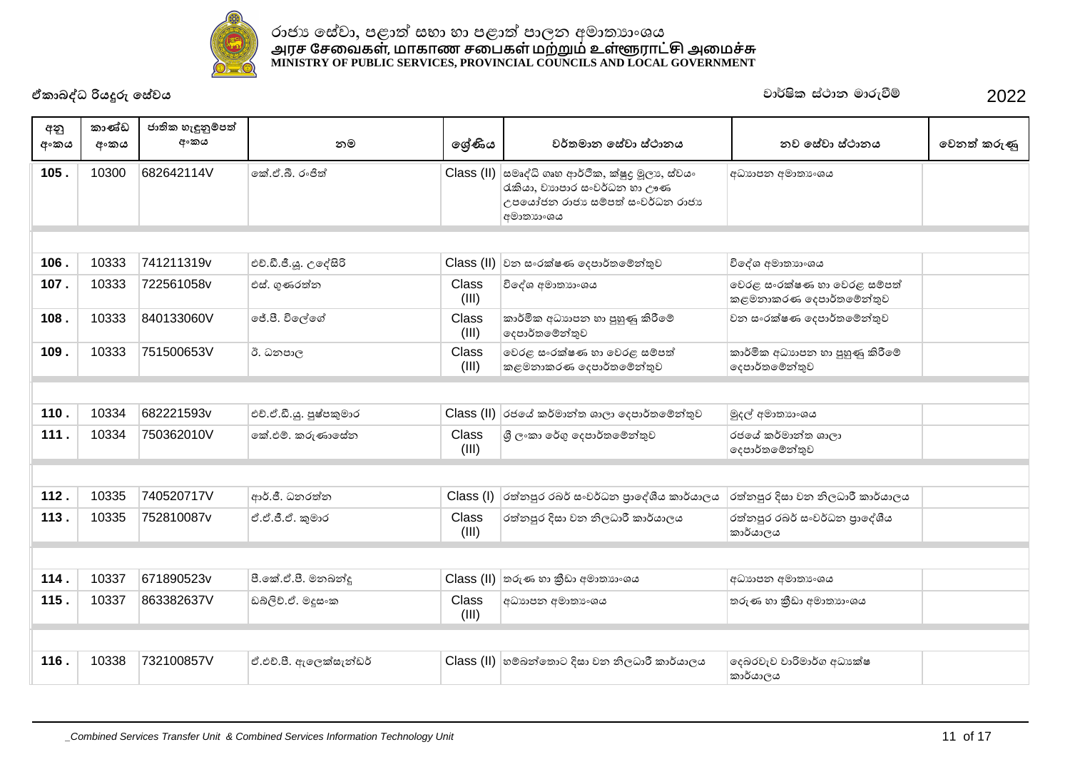රාජ්‍ය සේවා, පළාත් සභා හා පළාත් පාලන අමාත්‍යාංශය
அரச சேவைகள், மாகாண சபைகள் மற்றும் உள்ளூராட்சி அமைச்சு
**MINISTRY OF PUBLIC SERVICES, PROVINCIAL COUNCILS AND LOCAL GOVERNMENT**

**ඒකාබද්ධ රියදුරු සේවය** | වාර්ෂික ස්ථාන මාරුවීම් | 2022

| අනු අංකය | කාණ්ඩ අංකය | ජාතික හැඳුනුම්පත් අංකය | නම | ශ්‍රේණිය | වර්තමාන සේවා ස්ථානය | නව සේවා ස්ථානය | වෙනත් කරුණු |
|---|---|---|---|---|---|---|---|
| **105 .** | 10300 | 682642114V | කේ.ඒ.බී. රංජිත් | Class (II) | සමෘද්ධි ගෘහ ආර්ථික, ක්ෂුද්‍ර මූල්‍ය, ස්වයං රැකියා, ව්‍යාපාර සංවර්ධන හා ඌණ උපයෝජන රාජ්‍ය සම්පත් සංවර්ධන රාජ්‍ය අමාත්‍යාංශය | අධ්‍යාපන අමාත්‍යාංශය | |
| | | | | | | | |
| **106 .** | 10333 | 741211319v | එච්.ඩී.ජී.යූ. උදේසිරි | Class (II) | වන සංරක්ෂණ දෙපාර්තමේන්තුව | විදේශ අමාත්‍යාංශය | |
| **107 .** | 10333 | 722561058v | එස්. ගුණරත්න | Class (III) | විදේශ අමාත්‍යාංශය | වෙරළ සංරක්ෂණ හා වෙරළ සම්පත් කළමනාකරණ දෙපාර්තමේන්තුව | |
| **108 .** | 10333 | 840133060V | ජේ.පී. විලේගේ | Class (III) | කාර්මික අධ්‍යාපන හා පුහුණු කිරීමේ දෙපාර්තමේන්තුව | වන සංරක්ෂණ දෙපාර්තමේන්තුව | |
| **109 .** | 10333 | 751500653V | ඊ. ධනපාල | Class (III) | වෙරළ සංරක්ෂණ හා වෙරළ සම්පත් කළමනාකරණ දෙපාර්තමේන්තුව | කාර්මික අධ්‍යාපන හා පුහුණු කිරීමේ දෙපාර්තමේන්තුව | |
| | | | | | | | |
| **110 .** | 10334 | 682221593v | එච්.ඒ.ඩී.යූ. පුෂ්පකුමාර | Class (II) | රජයේ කර්මාන්ත ශාලා දෙපාර්තමේන්තුව | මුදල් අමාත්‍යාංශය | |
| **111 .** | 10334 | 750362010V | කේ.එම්. කරුණාසේන | Class (III) | ශ්‍රී ලංකා රේගු දෙපාර්තමේන්තුව | රජයේ කර්මාන්ත ශාලා දෙපාර්තමේන්තුව | |
| | | | | | | | |
| **112 .** | 10335 | 740520717V | ආර්.ජී. ධනරත්න | Class (I) | රත්නපුර රබර් සංවර්ධන ප්‍රාදේශීය කාර්යාලය | රත්නපුර දිසා වන නිලධාරී කාර්යාලය | |
| **113 .** | 10335 | 752810087v | ඒ.ඒ.ජී.ඒ. කුමාර | Class (III) | රත්නපුර දිසා වන නිලධාරී කාර්යාලය | රත්නපුර රබර් සංවර්ධන ප්‍රාදේශීය කාර්යාලය | |
| | | | | | | | |
| **114 .** | 10337 | 671890523v | පී.කේ.ඒ.පී. මනබන්දු | Class (II) | තරුණ හා ක්‍රීඩා අමාත්‍යාංශය | අධ්‍යාපන අමාත්‍යාංශය | |
| **115 .** | 10337 | 863382637V | ඩබ්ලිව්.ඒ. මදුසංක | Class (III) | අධ්‍යාපන අමාත්‍යාංශය | තරුණ හා ක්‍රීඩා අමාත්‍යාංශය | |
| | | | | | | | |
| **116 .** | 10338 | 732100857V | ඒ.එච්.පී. ඇලෙක්සැන්ඩර් | Class (II) | හම්බන්තොට දිසා වන නිලධාරී කාර්යාලය | දෙබරවැව වාරිමාර්ග අධ්‍යක්ෂ කාර්යාලය | |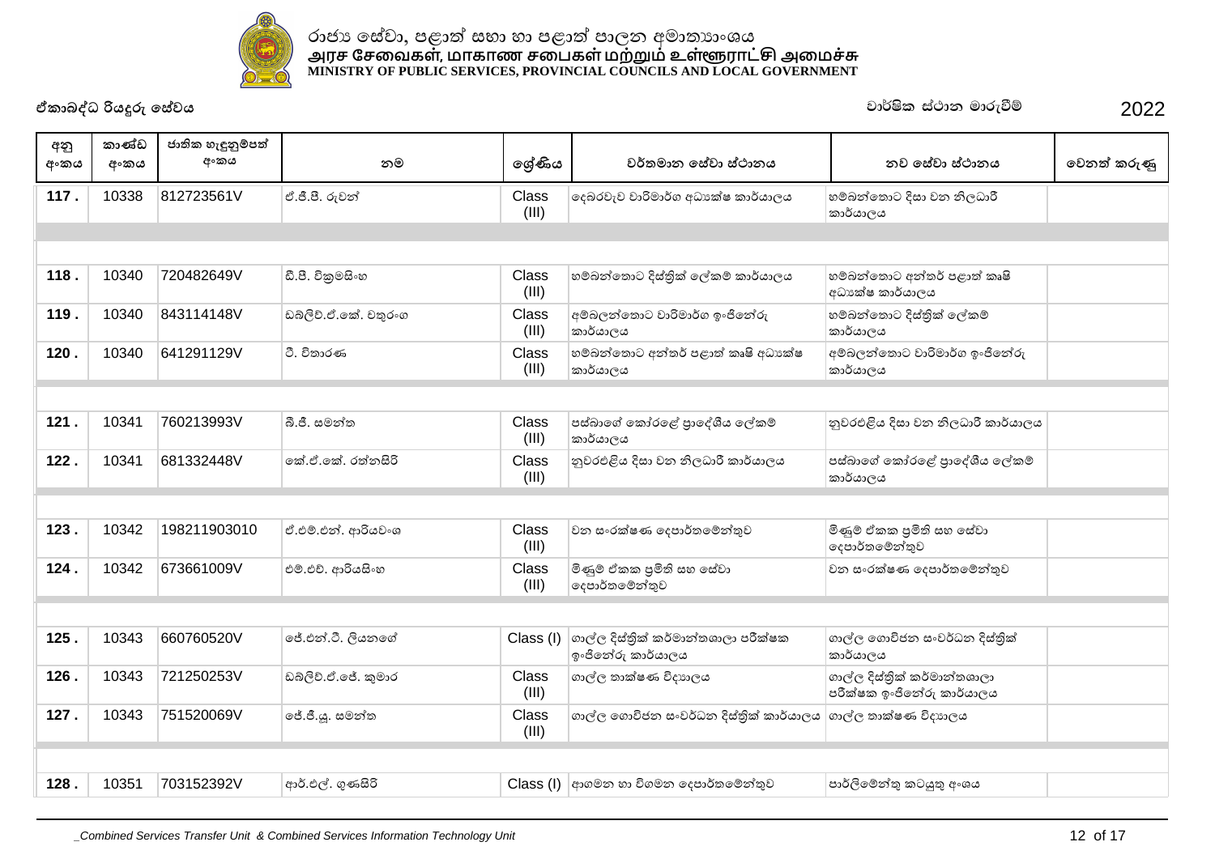රාජ්‍ය සේවා, පළාත් සභා හා පළාත් පාලන අමාත්‍යාංශය
அரச சேவைகள், மாகாண சபைகள் மற்றும் உள்ளூராட்சி அமைச்சு
MINISTRY OF PUBLIC SERVICES, PROVINCIAL COUNCILS AND LOCAL GOVERNMENT

**ඒකාබද්ධ රියදුරු සේවය** — වාර්ෂික ස්ථාන මාරුවීම් 2022

| අනු අංකය | කාණ්ඩ අංකය | ජාතික හැඳුනුම්පත් අංකය | නම | ශ්‍රේණිය | වර්තමාන සේවා ස්ථානය | නව සේවා ස්ථානය | වෙනත් කරුණු |
|---|---|---|---|---|---|---|---|
| 117 . | 10338 | 812723561V | ඒ.ජී.පී. රුවන් | Class (III) | දෙබරවැව වාරිමාර්ග අධ්‍යක්ෂ කාර්යාලය | හම්බන්තොට දිසා වන නිලධාරී කාර්යාලය | |
| 118 . | 10340 | 720482649V | ඩී.පී. වික්‍රමසිංහ | Class (III) | හම්බන්තොට දිස්ත්‍රික් ලේකම් කාර්යාලය | හම්බන්තොට අන්තර් පළාත් කෘෂි අධ්‍යක්ෂ කාර්යාලය | |
| 119 . | 10340 | 843114148V | ඩබ්ලිව්.ඒ.කේ. චතුරංග | Class (III) | අම්බලන්තොට වාරිමාර්ග ඉංජිනේරු කාර්යාලය | හම්බන්තොට දිස්ත්‍රික් ලේකම් කාර්යාලය | |
| 120 . | 10340 | 641291129V | ටී. විතාරණ | Class (III) | හම්බන්තොට අන්තර් පළාත් කෘෂි අධ්‍යක්ෂ කාර්යාලය | අම්බලන්තොට වාරිමාර්ග ඉංජිනේරු කාර්යාලය | |
| 121 . | 10341 | 760213993V | බී.ජී. සමන්ත | Class (III) | පස්බාගේ කෝරළේ ප්‍රාදේශීය ලේකම් කාර්යාලය | නුවරඑළිය දිසා වන නිලධාරී කාර්යාලය | |
| 122 . | 10341 | 681332448V | කේ.ඒ.කේ. රත්නසිරි | Class (III) | නුවරඑළිය දිසා වන නිලධාරී කාර්යාලය | පස්බාගේ කෝරළේ ප්‍රාදේශීය ලේකම් කාර්යාලය | |
| 123 . | 10342 | 198211903010 | ඒ.එම්.එන්. ආරියවංශ | Class (III) | වන සංරක්ෂණ දෙපාර්තමේන්තුව | මිණුම් ඒකක ප්‍රමිති සහ සේවා දෙපාර්තමේන්තුව | |
| 124 . | 10342 | 673661009V | එම්.එච්. ආරියසිංහ | Class (III) | මිණුම් ඒකක ප්‍රමිති සහ සේවා දෙපාර්තමේන්තුව | වන සංරක්ෂණ දෙපාර්තමේන්තුව | |
| 125 . | 10343 | 660760520V | ජේ.එන්.ටී. ලියනගේ | Class (I) | ගාල්ල දිස්ත්‍රික් කර්මාන්තශාලා පරීක්ෂක ඉංජිනේරු කාර්යාලය | ගාල්ල ගොවිජන සංවර්ධන දිස්ත්‍රික් කාර්යාලය | |
| 126 . | 10343 | 721250253V | ඩබ්ලිව්.ඒ.ජේ. කුමාර | Class (III) | ගාල්ල තාක්ෂණ විද්‍යාලය | ගාල්ල දිස්ත්‍රික් කර්මාන්තශාලා පරීක්ෂක ඉංජිනේරු කාර්යාලය | |
| 127 . | 10343 | 751520069V | ජේ.ජී.යූ. සමන්ත | Class (III) | ගාල්ල ගොවිජන සංවර්ධන දිස්ත්‍රික් කාර්යාලය | ගාල්ල තාක්ෂණ විද්‍යාලය | |
| 128 . | 10351 | 703152392V | ආර්.එල්. ගුණසිරි | Class (I) | ආගමන හා විගමන දෙපාර්තමේන්තුව | පාර්ලිමේන්තු කටයුතු අංශය | |

_Combined Services Transfer Unit & Combined Services Information Technology Unit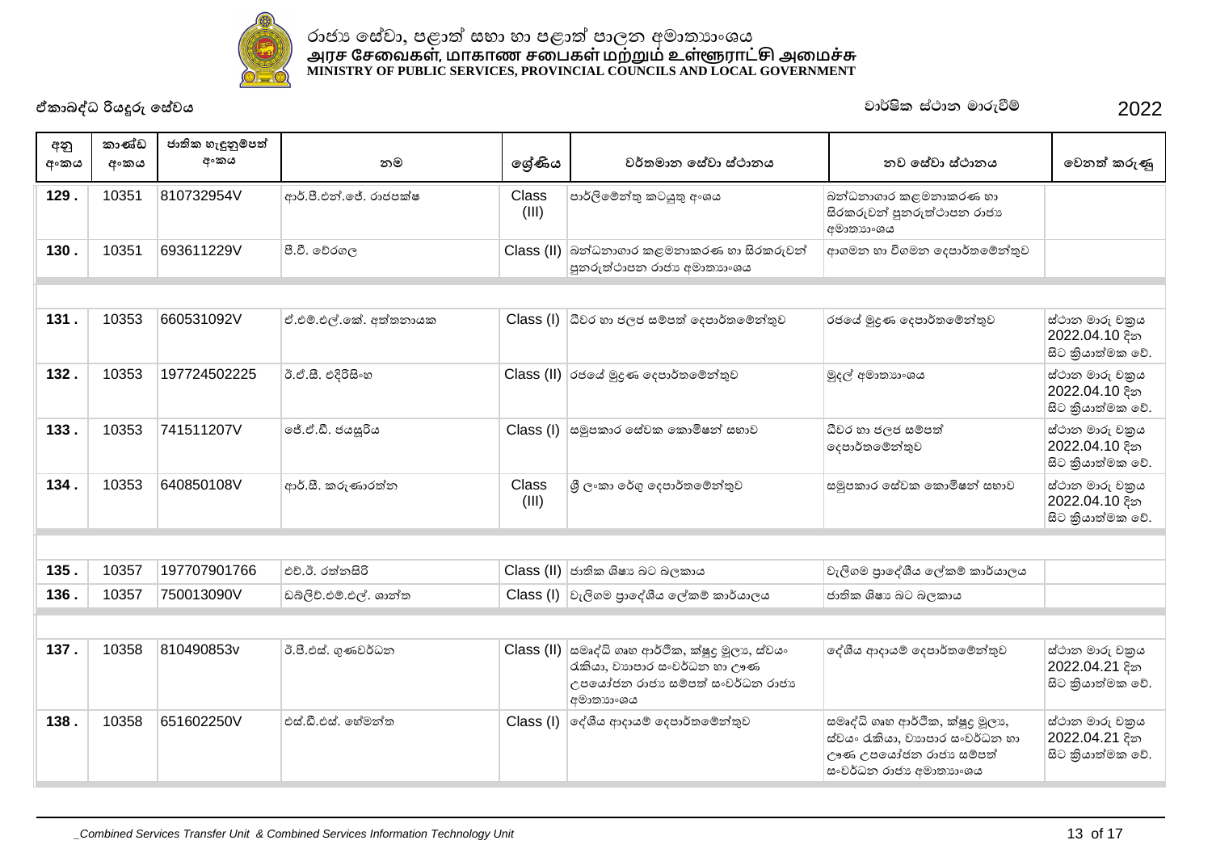රාජ්‍ය සේවා, පළාත් සභා හා පළාත් පාලන අමාත්‍යාංශය
அரச சேவைகள், மாகாண சபைகள் மற்றும் உள்ளூராட்சி அமைச்சு
MINISTRY OF PUBLIC SERVICES, PROVINCIAL COUNCILS AND LOCAL GOVERNMENT

ඒකාබද්ධ රියදුරු සේවය | වාර්ෂික ස්ථාන මාරුවීම් 2022

| අනු අංකය | කාණ්ඩ අංකය | ජාතික හැඳුනුම්පත් අංකය | නම | ශ්‍රේණිය | වර්තමාන සේවා ස්ථානය | නව සේවා ස්ථානය | වෙනත් කරුණු |
|---|---|---|---|---|---|---|---|
| 129 . | 10351 | 810732954V | ආර්.පී.එන්.ජේ. රාජපක්ෂ | Class (III) | පාර්ලිමේන්තු කටයුතු අංශය | බන්ධනාගාර කළමනාකරණ හා සිරකරුවන් පුනරුත්ථාපන රාජ්‍ය අමාත්‍යාංශය | |
| 130 . | 10351 | 693611229V | පී.වී. වෙරගල | Class (II) | බන්ධනාගාර කළමනාකරණ හා සිරකරුවන් පුනරුත්ථාපන රාජ්‍ය අමාත්‍යාංශය | ආගමන හා විගමන දෙපාර්තමේන්තුව | |
| 131 . | 10353 | 660531092V | ඒ.එම්.එල්.කේ. අත්තනායක | Class (I) | ධීවර හා ජලජ සම්පත් දෙපාර්තමේන්තුව | රජයේ මුද්‍රණ දෙපාර්තමේන්තුව | ස්ථාන මාරු චක්‍රය 2022.04.10 දින සිට ක්‍රියාත්මක වේ. |
| 132 . | 10353 | 197724502225 | ඊ.ඒ.සී. එදිරිසිංහ | Class (II) | රජයේ මුද්‍රණ දෙපාර්තමේන්තුව | මුදල් අමාත්‍යාංශය | ස්ථාන මාරු චක්‍රය 2022.04.10 දින සිට ක්‍රියාත්මක වේ. |
| 133 . | 10353 | 741511207V | ජේ.ඒ.ඩී. ජයසූරිය | Class (I) | සමුපකාර සේවක කොමිෂන් සභාව | ධීවර හා ජලජ සම්පත් දෙපාර්තමේන්තුව | ස්ථාන මාරු චක්‍රය 2022.04.10 දින සිට ක්‍රියාත්මක වේ. |
| 134 . | 10353 | 640850108V | ආර්.සී. කරුණාරත්න | Class (III) | ශ්‍රී ලංකා රේගු දෙපාර්තමේන්තුව | සමුපකාර සේවක කොමිෂන් සභාව | ස්ථාන මාරු චක්‍රය 2022.04.10 දින සිට ක්‍රියාත්මක වේ. |
| 135 . | 10357 | 197707901766 | එච්.ඊ. රත්නසිරි | Class (II) | ජාතික ශිෂ්‍ය බට බලකාය | වැලිගම ප්‍රාදේශීය ලේකම් කාර්යාලය | |
| 136 . | 10357 | 750013090V | ඩබ්ලිව්.එම්.එල්. ශාන්ත | Class (I) | වැලිගම ප්‍රාදේශීය ලේකම් කාර්යාලය | ජාතික ශිෂ්‍ය බට බලකාය | |
| 137 . | 10358 | 810490853v | ඊ.පී.එස්. ගුණවර්ධන | Class (II) | සමෘද්ධි ගෘහ ආර්ථික, ක්ෂුද්‍ර මූල්‍ය, ස්වයං රැකියා, ව්‍යාපාර සංවර්ධන හා ඌණ උපයෝජන රාජ්‍ය සම්පත් සංවර්ධන රාජ්‍ය අමාත්‍යාංශය | දේශීය ආදායම් දෙපාර්තමේන්තුව | ස්ථාන මාරු චක්‍රය 2022.04.21 දින සිට ක්‍රියාත්මක වේ. |
| 138 . | 10358 | 651602250V | එස්.ඩී.එස්. හේමන්ත | Class (I) | දේශීය ආදායම් දෙපාර්තමේන්තුව | සමෘද්ධි ගෘහ ආර්ථික, ක්ෂුද්‍ර මූල්‍ය, ස්වයං රැකියා, ව්‍යාපාර සංවර්ධන හා ඌණ උපයෝජන රාජ්‍ය සම්පත් සංවර්ධන රාජ්‍ය අමාත්‍යාංශය | ස්ථාන මාරු චක්‍රය 2022.04.21 දින සිට ක්‍රියාත්මක වේ. |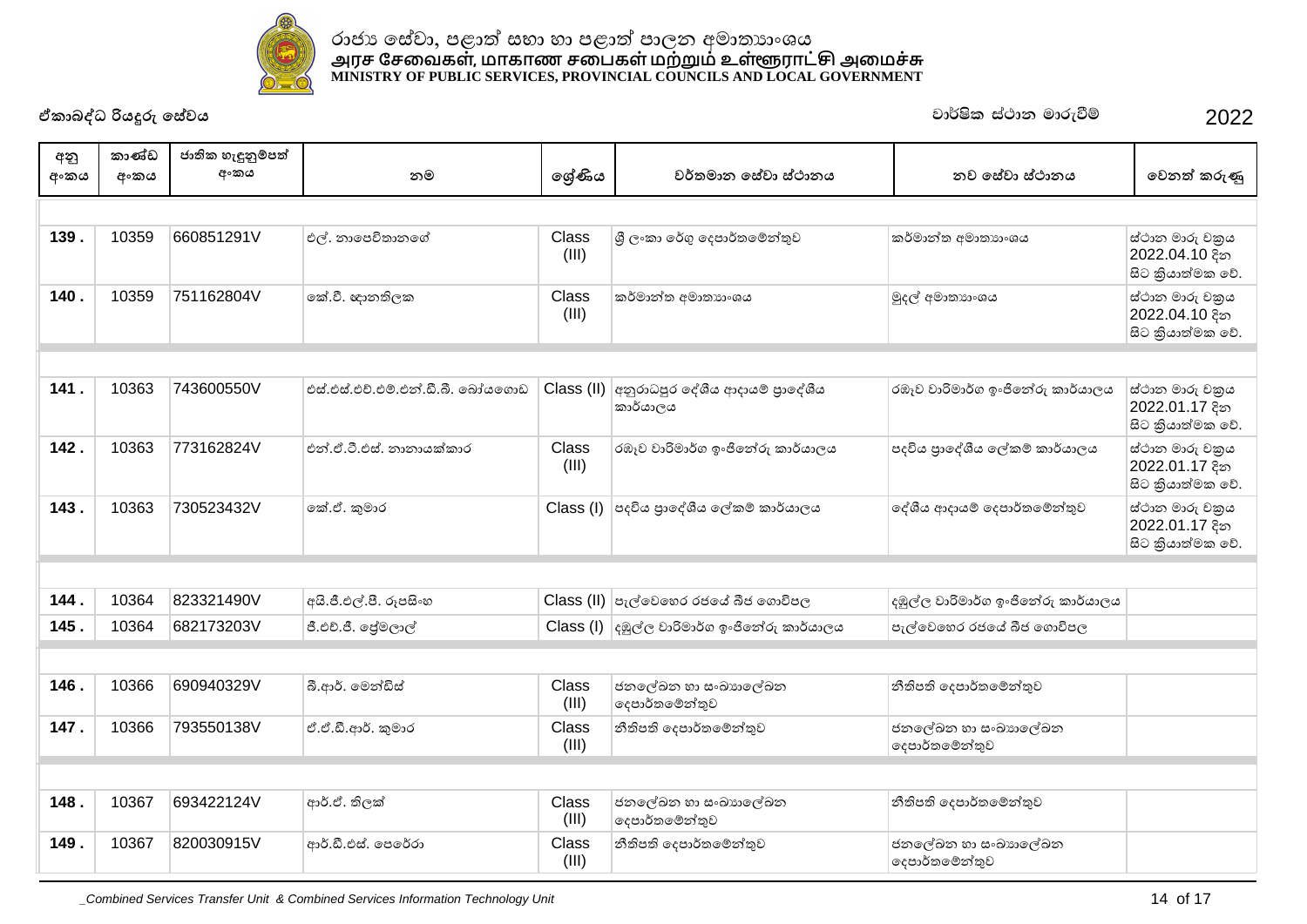රාජ්‍ය සේවා, පළාත් සභා හා පළාත් පාලන අමාත්‍යාංශය
அரச சேவைகள், மாகாண சபைகள் மற்றும் உள்ளூராட்சி அமைச்சு
MINISTRY OF PUBLIC SERVICES, PROVINCIAL COUNCILS AND LOCAL GOVERNMENT

ඒකාබද්ධ රියදුරු සේවය　　　　　　වාර්ෂික ස්ථාන මාරුවීම්　　　　　　2022

| අනු අංකය | කාණ්ඩ අංකය | ජාතික හැඳුනුම්පත් අංකය | නම | ශ්‍රේණිය | වර්තමාන සේවා ස්ථානය | නව සේවා ස්ථානය | වෙනත් කරුණු |
|---|---|---|---|---|---|---|---|
| 139 . | 10359 | 660851291V | එල්. නාපෙටිතානගේ | Class (III) | ශ්‍රී ලංකා රේගු දෙපාර්තමේන්තුව | කර්මාන්ත අමාත්‍යාංශය | ස්ථාන මාරු චක්‍රය 2022.04.10 දින සිට ක්‍රියාත්මක වේ. |
| 140 . | 10359 | 751162804V | කේ.වී. ඥානතිලක | Class (III) | කර්මාන්ත අමාත්‍යාංශය | මුදල් අමාත්‍යාංශය | ස්ථාන මාරු චක්‍රය 2022.04.10 දින සිට ක්‍රියාත්මක වේ. |
| 141 . | 10363 | 743600550V | එස්.එස්.එච්.එම්.එන්.ඩී.බී. බෝයගොඩ | Class (II) | අනුරාධපුර දේශීය ආදායම් ප්‍රාදේශීය කාර්යාලය | රඹෑව වාරිමාර්ග ඉංජිනේරු කාර්යාලය | ස්ථාන මාරු චක්‍රය 2022.01.17 දින සිට ක්‍රියාත්මක වේ. |
| 142 . | 10363 | 773162824V | එන්.ඒ.ටී.එස්. නානායක්කාර | Class (III) | රඹෑව වාරිමාර්ග ඉංජිනේරු කාර්යාලය | පදවිය ප්‍රාදේශීය ලේකම් කාර්යාලය | ස්ථාන මාරු චක්‍රය 2022.01.17 දින සිට ක්‍රියාත්මක වේ. |
| 143 . | 10363 | 730523432V | කේ.ඒ. කුමාර | Class (I) | පදවිය ප්‍රාදේශීය ලේකම් කාර්යාලය | දේශීය ආදායම් දෙපාර්තමේන්තුව | ස්ථාන මාරු චක්‍රය 2022.01.17 දින සිට ක්‍රියාත්මක වේ. |
| 144 . | 10364 | 823321490V | අයි.ජී.එල්.පී. රූපසිංහ | Class (II) | පැල්වෙහෙර රජයේ බීජ ගොවිපල | දඹුල්ල වාරිමාර්ග ඉංජිනේරු කාර්යාලය | |
| 145 . | 10364 | 682173203V | ජී.එච්.ජී. ප්‍රේමලාල් | Class (I) | දඹුල්ල වාරිමාර්ග ඉංජිනේරු කාර්යාලය | පැල්වෙහෙර රජයේ බීජ ගොවිපල | |
| 146 . | 10366 | 690940329V | බී.ආර්. මෙන්ඩිස් | Class (III) | ජනලේඛන හා සංඛ්‍යාලේඛන දෙපාර්තමේන්තුව | නීතිපති දෙපාර්තමේන්තුව | |
| 147 . | 10366 | 793550138V | ඒ.ඒ.ඩී.ආර්. කුමාර | Class (III) | නීතිපති දෙපාර්තමේන්තුව | ජනලේඛන හා සංඛ්‍යාලේඛන දෙපාර්තමේන්තුව | |
| 148 . | 10367 | 693422124V | ආර්.ඒ. තිලක් | Class (III) | ජනලේඛන හා සංඛ්‍යාලේඛන දෙපාර්තමේන්තුව | නීතිපති දෙපාර්තමේන්තුව | |
| 149 . | 10367 | 820030915V | ආර්.ඩී.එස්. පෙරේරා | Class (III) | නීතිපති දෙපාර්තමේන්තුව | ජනලේඛන හා සංඛ්‍යාලේඛන දෙපාර්තමේන්තුව | |

_Combined Services Transfer Unit & Combined Services Information Technology Unit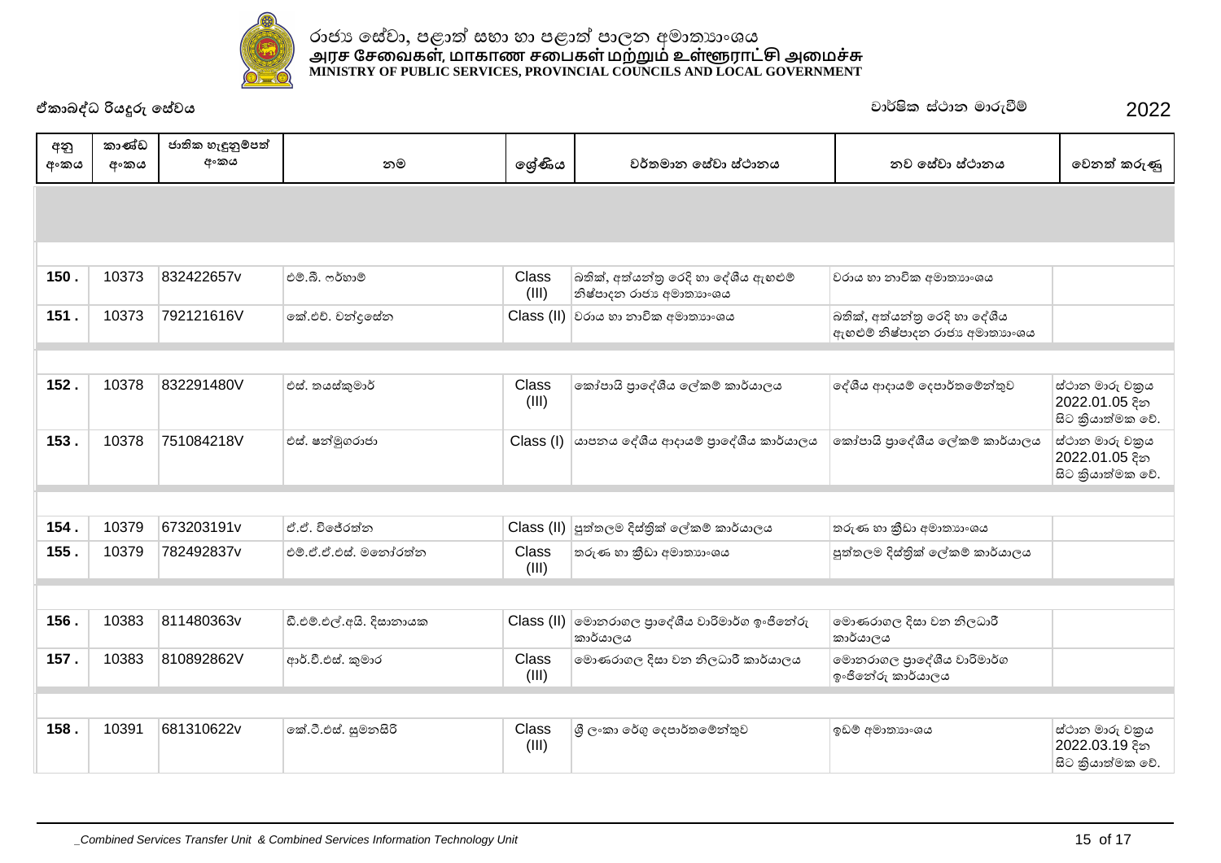රාජ්‍ය සේවා, පළාත් සභා හා පළාත් පාලන අමාත්‍යාංශය
அரச சேவைகள், மாகாண சபைகள் மற்றும் உள்ளூராட்சி அமைச்சு
MINISTRY OF PUBLIC SERVICES, PROVINCIAL COUNCILS AND LOCAL GOVERNMENT

**ඒකාබද්ධ රියදුරු සේවය** — වාර්ෂික ස්ථාන මාරුවීම් 2022

| අනු අංකය | කාණ්ඩ අංකය | ජාතික හැඳුනුම්පත් අංකය | නම | ශ්‍රේණිය | වර්තමාන සේවා ස්ථානය | නව සේවා ස්ථානය | වෙනත් කරුණු |
|---|---|---|---|---|---|---|---|
| 150 . | 10373 | 832422657v | එම්.බී. ෆර්හාම් | Class (III) | බතික්, අත්යන්ත්‍ර රෙදි හා දේශීය ඇඟළුම් නිෂ්පාදන රාජ්‍ය අමාත්‍යාංශය | වරාය හා නාවික අමාත්‍යාංශය | |
| 151 . | 10373 | 792121616V | කේ.එච්. චන්ද්‍රසේන | Class (II) | වරාය හා නාවික අමාත්‍යාංශය | බතික්, අත්යන්ත්‍ර රෙදි හා දේශීය ඇඟළුම් නිෂ්පාදන රාජ්‍ය අමාත්‍යාංශය | |
| 152 . | 10378 | 832291480V | එස්. තයස්කුමාර් | Class (III) | කෝපායි ප්‍රාදේශීය ලේකම් කාර්යාලය | දේශීය ආදායම් දෙපාර්තමේන්තුව | ස්ථාන මාරු චක්‍රය 2022.01.05 දින සිට ක්‍රියාත්මක වේ. |
| 153 . | 10378 | 751084218V | එස්. ෂන්මුගරාජා | Class (I) | යාපනය දේශීය ආදායම් ප්‍රාදේශීය කාර්යාලය | කෝපායි ප්‍රාදේශීය ලේකම් කාර්යාලය | ස්ථාන මාරු චක්‍රය 2022.01.05 දින සිට ක්‍රියාත්මක වේ. |
| 154 . | 10379 | 673203191v | ඒ.ඒ. විජේරත්න | Class (II) | පුත්තලම දිස්ත්‍රික් ලේකම් කාර්යාලය | තරුණ හා ක්‍රීඩා අමාත්‍යාංශය | |
| 155 . | 10379 | 782492837v | එම්.ඒ.ඒ.එස්. මනෝරත්න | Class (III) | තරුණ හා ක්‍රීඩා අමාත්‍යාංශය | පුත්තලම දිස්ත්‍රික් ලේකම් කාර්යාලය | |
| 156 . | 10383 | 811480363v | ඩී.එම්.එල්.අයි. දිසානායක | Class (II) | මොනරාගල ප්‍රාදේශීය වාරිමාර්ග ඉංජිනේරු කාර්යාලය | මොණරාගල දිසා වන නිලධාරී කාර්යාලය | |
| 157 . | 10383 | 810892862V | ආර්.වී.එස්. කුමාර | Class (III) | මොණරාගල දිසා වන නිලධාරී කාර්යාලය | මොනරාගල ප්‍රාදේශීය වාරිමාර්ග ඉංජිනේරු කාර්යාලය | |
| 158 . | 10391 | 681310622v | කේ.ටී.එස්. සුමනසිරි | Class (III) | ශ්‍රී ලංකා රේගු දෙපාර්තමේන්තුව | ඉඩම් අමාත්‍යාංශය | ස්ථාන මාරු චක්‍රය 2022.03.19 දින සිට ක්‍රියාත්මක වේ. |

_Combined Services Transfer Unit & Combined Services Information Technology Unit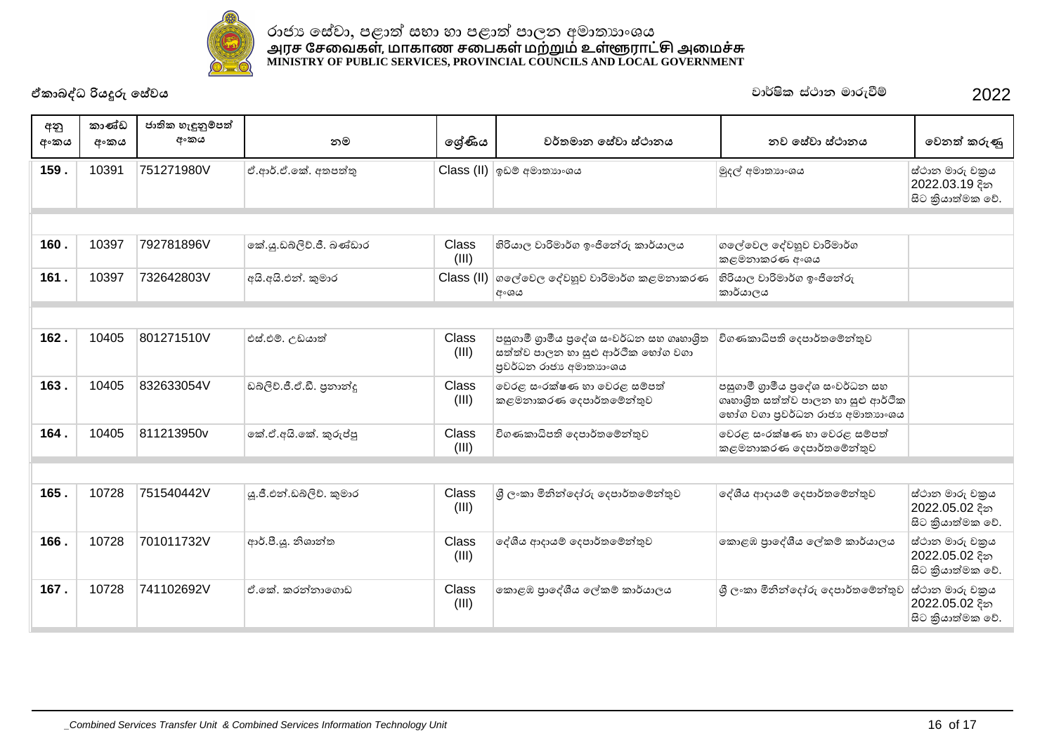රාජ්‍ය සේවා, පළාත් සභා හා පළාත් පාලන අමාත්‍යාංශය
அரச சேவைகள், மாகாண சபைகள் மற்றும் உள்ளூராட்சி அமைச்சு
MINISTRY OF PUBLIC SERVICES, PROVINCIAL COUNCILS AND LOCAL GOVERNMENT

**ඒකාබද්ධ රියදුරු සේවය** **වාර්ෂික ස්ථාන මාරුවීම්** **2022**

| අනු අංකය | කාණ්ඩ අංකය | ජාතික හැඳුනුම්පත් අංකය | නම | ශ්‍රේණිය | වර්තමාන සේවා ස්ථානය | නව සේවා ස්ථානය | වෙනත් කරුණු |
|---|---|---|---|---|---|---|---|
| 159 . | 10391 | 751271980V | ඒ.ආර්.ඒ.කේ. අතපත්තු | Class (II) | ඉඩම් අමාත්‍යාංශය | මුදල් අමාත්‍යාංශය | ස්ථාන මාරු චක්‍රය 2022.03.19 දින සිට ක්‍රියාත්මක වේ. |
| | | | | | | | |
| 160 . | 10397 | 792781896V | කේ.යූ.ඩබ්ලිව්.ජී. බණ්ඩාර | Class (III) | හිරියාල වාරිමාර්ග ඉංජිනේරු කාර්යාලය | ගලේවෙල දේවහුව වාරිමාර්ග කළමනාකරණ අංශය | |
| 161 . | 10397 | 732642803V | අයි.අයි.එන්. කුමාර | Class (II) | ගලේවෙල දේවහුව වාරිමාර්ග කළමනාකරණ අංශය | හිරියාල වාරිමාර්ග ඉංජිනේරු කාර්යාලය | |
| | | | | | | | |
| 162 . | 10405 | 801271510V | එස්.එම්. උඩයාත් | Class (III) | පසුගාමී ග්‍රාමීය ප්‍රදේශ සංවර්ධන සහ ගෘහාශ්‍රිත සත්ත්ව පාලන හා සුළු ආර්ථික භෝග වගා ප්‍රවර්ධන රාජ්‍ය අමාත්‍යාංශය | විගණකාධිපති දෙපාර්තමේන්තුව | |
| 163 . | 10405 | 832633054V | ඩබ්ලිව්.ජී.ඒ.ඩී. ප්‍රනාන්දු | Class (III) | වෙරළ සංරක්ෂණ හා වෙරළ සම්පත් කළමනාකරණ දෙපාර්තමේන්තුව | පසුගාමී ග්‍රාමීය ප්‍රදේශ සංවර්ධන සහ ගෘහාශ්‍රිත සත්ත්ව පාලන හා සුළු ආර්ථික භෝග වගා ප්‍රවර්ධන රාජ්‍ය අමාත්‍යාංශය | |
| 164 . | 10405 | 811213950v | කේ.ඒ.අයි.කේ. කුරුප්පු | Class (III) | විගණකාධිපති දෙපාර්තමේන්තුව | වෙරළ සංරක්ෂණ හා වෙරළ සම්පත් කළමනාකරණ දෙපාර්තමේන්තුව | |
| | | | | | | | |
| 165 . | 10728 | 751540442V | යූ.ජී.එන්.ඩබ්ලිව්. කුමාර | Class (III) | ශ්‍රී ලංකා මිනින්දෝරු දෙපාර්තමේන්තුව | දේශීය ආදායම් දෙපාර්තමේන්තුව | ස්ථාන මාරු චක්‍රය 2022.05.02 දින සිට ක්‍රියාත්මක වේ. |
| 166 . | 10728 | 701011732V | ආර්.පී.යූ. නිශාන්ත | Class (III) | දේශීය ආදායම් දෙපාර්තමේන්තුව | කොළඹ ප්‍රාදේශීය ලේකම් කාර්යාලය | ස්ථාන මාරු චක්‍රය 2022.05.02 දින සිට ක්‍රියාත්මක වේ. |
| 167 . | 10728 | 741102692V | ඒ.කේ. කරන්නාගොඩ | Class (III) | කොළඹ ප්‍රාදේශීය ලේකම් කාර්යාලය | ශ්‍රී ලංකා මිනින්දෝරු දෙපාර්තමේන්තුව | ස්ථාන මාරු චක්‍රය 2022.05.02 දින සිට ක්‍රියාත්මක වේ. |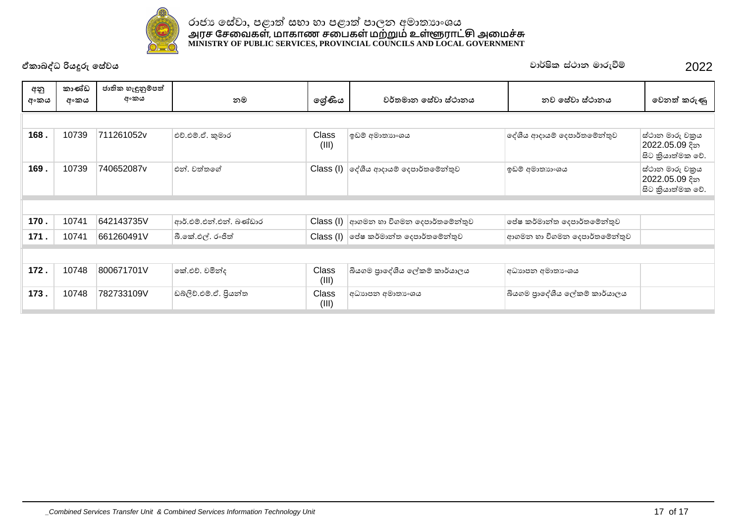රාජ්‍ය සේවා, පළාත් සභා හා පළාත් පාලන අමාත්‍යාංශය
அரச சேவைகள், மாகாண சபைகள் மற்றும் உள்ளூராட்சி அமைச்சு
MINISTRY OF PUBLIC SERVICES, PROVINCIAL COUNCILS AND LOCAL GOVERNMENT

ඒකාබද්ධ රියදුරු සේවය

වාර්ෂික ස්ථාන මාරුවීම් 2022

| අනු අංකය | කාණ්ඩ අංකය | ජාතික හැඳුනුම්පත් අංකය | නම | ශ්‍රේණිය | වර්තමාන සේවා ස්ථානය | නව සේවා ස්ථානය | වෙනත් කරුණු |
|---|---|---|---|---|---|---|---|
| **168 .** | 10739 | 711261052v | එච්.එම්.ඒ. කුමාර | Class (III) | ඉඩම් අමාත්‍යාංශය | දේශීය ආදායම් දෙපාර්තමේන්තුව | ස්ථාන මාරු චක්‍රය 2022.05.09 දින සිට ක්‍රියාත්මක වේ. |
| **169 .** | 10739 | 740652087v | එන්. වත්තගේ | Class (I) | දේශීය ආදායම් දෙපාර්තමේන්තුව | ඉඩම් අමාත්‍යාංශය | ස්ථාන මාරු චක්‍රය 2022.05.09 දින සිට ක්‍රියාත්මක වේ. |
| **170 .** | 10741 | 642143735V | ආර්.එම්.එන්.එන්. බණ්ඩාර | Class (I) | ආගමන හා විගමන දෙපාර්තමේන්තුව | පේෂ කර්මාන්ත දෙපාර්තමේන්තුව | |
| **171 .** | 10741 | 661260491V | බී.කේ.එල්. රංජිත් | Class (I) | පේෂ කර්මාන්ත දෙපාර්තමේන්තුව | ආගමන හා විගමන දෙපාර්තමේන්තුව | |
| **172 .** | 10748 | 800671701V | කේ.එච්. චමින්ද | Class (III) | බියගම ප්‍රාදේශීය ලේකම් කාර්යාලය | අධ්‍යාපන අමාත්‍යාංශය | |
| **173 .** | 10748 | 782733109V | ඩබ්ලිව්.එම්.ඒ. ප්‍රියන්ත | Class (III) | අධ්‍යාපන අමාත්‍යාංශය | බියගම ප්‍රාදේශීය ලේකම් කාර්යාලය | |

*_Combined Services Transfer Unit & Combined Services Information Technology Unit*